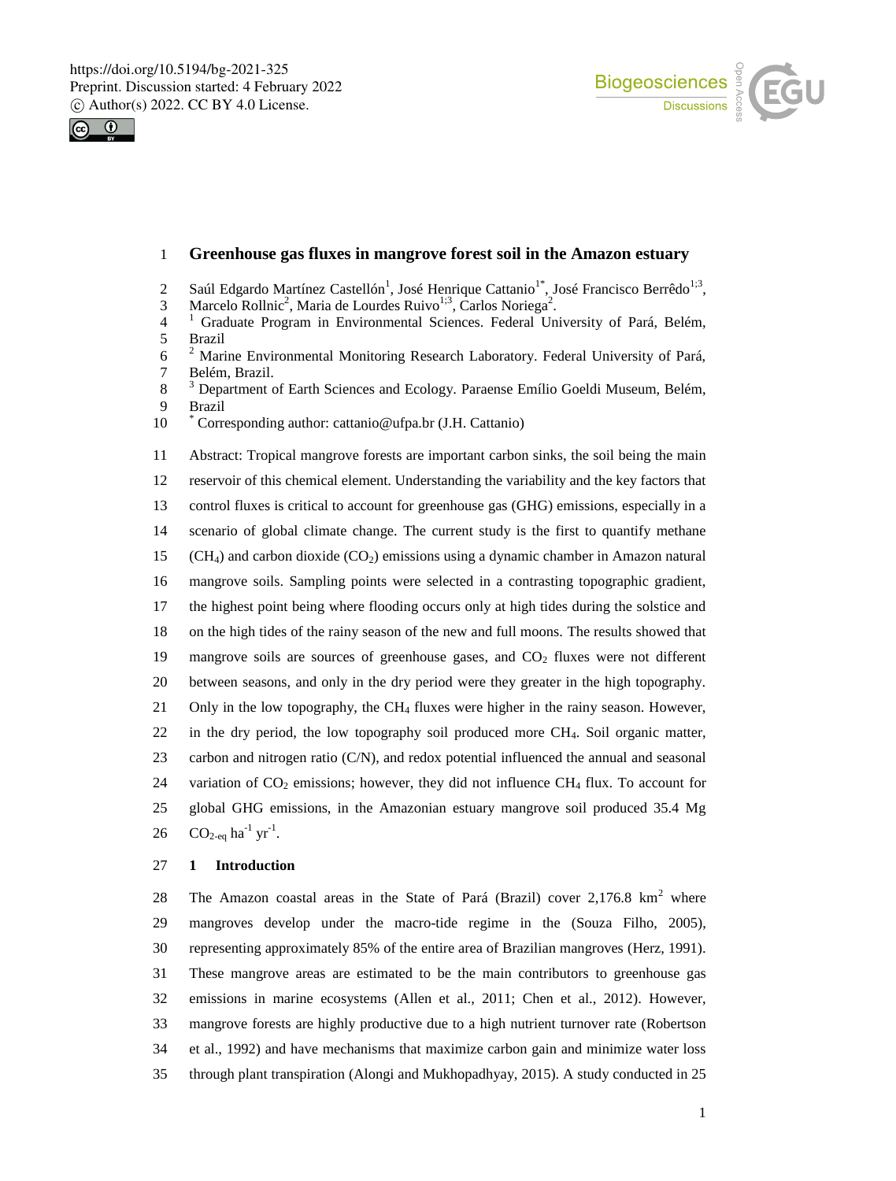# Greenhouse gas fluxes in mangrove forest soil in the Amazon estuary

Saúl Edgardo Martínez Castellón[1], José Henrique Cattanio[1*], José Francisco Berrêdo[1;3], Marcelo Rollnic[2], Maria de Lourdes Ruivo[1;3], Carlos Noriega[2].

[1] Graduate Program in Environmental Sciences. Federal University of Pará, Belém, Brazil

[2] Marine Environmental Monitoring Research Laboratory. Federal University of Pará, Belém, Brazil.

[3] Department of Earth Sciences and Ecology. Paraense Emílio Goeldi Museum, Belém, Brazil

[*] Corresponding author: cattanio@ufpa.br (J.H. Cattanio)

Abstract: Tropical mangrove forests are important carbon sinks, the soil being the main reservoir of this chemical element. Understanding the variability and the key factors that control fluxes is critical to account for greenhouse gas (GHG) emissions, especially in a scenario of global climate change. The current study is the first to quantify methane ($CH_4$) and carbon dioxide ($CO_2$) emissions using a dynamic chamber in Amazon natural mangrove soils. Sampling points were selected in a contrasting topographic gradient, the highest point being where flooding occurs only at high tides during the solstice and on the high tides of the rainy season of the new and full moons. The results showed that mangrove soils are sources of greenhouse gases, and $CO_2$ fluxes were not different between seasons, and only in the dry period were they greater in the high topography. Only in the low topography, the $CH_4$ fluxes were higher in the rainy season. However, in the dry period, the low topography soil produced more $CH_4$. Soil organic matter, carbon and nitrogen ratio (C/N), and redox potential influenced the annual and seasonal variation of $CO_2$ emissions; however, they did not influence $CH_4$ flux. To account for global GHG emissions, in the Amazonian estuary mangrove soil produced 35.4 Mg $CO_{2\text{-eq}}$ $ha^{-1}$ $yr^{-1}$.

## 1 Introduction

The Amazon coastal areas in the State of Pará (Brazil) cover 2,176.8 $km^2$ where mangroves develop under the macro-tide regime in the (Souza Filho, 2005), representing approximately 85% of the entire area of Brazilian mangroves (Herz, 1991). These mangrove areas are estimated to be the main contributors to greenhouse gas emissions in marine ecosystems (Allen et al., 2011; Chen et al., 2012). However, mangrove forests are highly productive due to a high nutrient turnover rate (Robertson et al., 1992) and have mechanisms that maximize carbon gain and minimize water loss through plant transpiration (Alongi and Mukhopadhyay, 2015). A study conducted in 25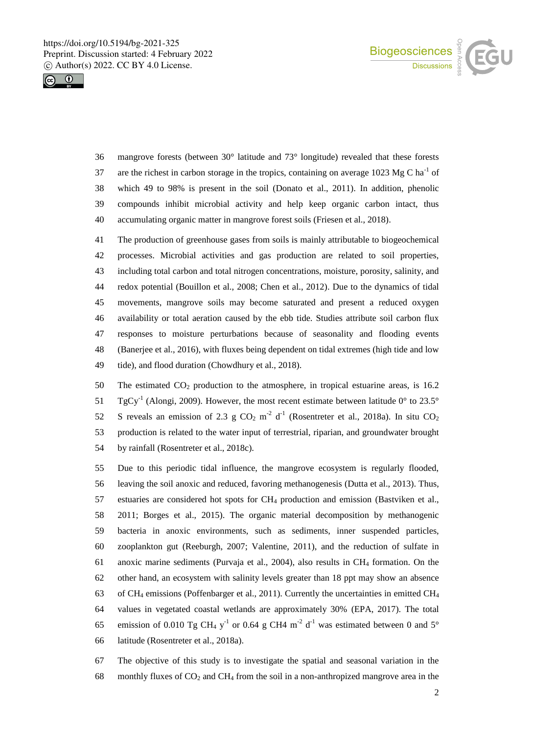mangrove forests (between 30° latitude and 73° longitude) revealed that these forests are the richest in carbon storage in the tropics, containing on average 1023 Mg C $ha^{-1}$ of which 49 to 98% is present in the soil (Donato et al., 2011). In addition, phenolic compounds inhibit microbial activity and help keep organic carbon intact, thus accumulating organic matter in mangrove forest soils (Friesen et al., 2018).

The production of greenhouse gases from soils is mainly attributable to biogeochemical processes. Microbial activities and gas production are related to soil properties, including total carbon and total nitrogen concentrations, moisture, porosity, salinity, and redox potential (Bouillon et al., 2008; Chen et al., 2012). Due to the dynamics of tidal movements, mangrove soils may become saturated and present a reduced oxygen availability or total aeration caused by the ebb tide. Studies attribute soil carbon flux responses to moisture perturbations because of seasonality and flooding events (Banerjee et al., 2016), with fluxes being dependent on tidal extremes (high tide and low tide), and flood duration (Chowdhury et al., 2018).

The estimated $CO_2$ production to the atmosphere, in tropical estuarine areas, is 16.2 $TgCy^{-1}$ (Alongi, 2009). However, the most recent estimate between latitude 0° to 23.5° S reveals an emission of 2.3 g $CO_2$ $m^{-2}$ $d^{-1}$ (Rosentreter et al., 2018a). In situ $CO_2$ production is related to the water input of terrestrial, riparian, and groundwater brought by rainfall (Rosentreter et al., 2018c).

Due to this periodic tidal influence, the mangrove ecosystem is regularly flooded, leaving the soil anoxic and reduced, favoring methanogenesis (Dutta et al., 2013). Thus, estuaries are considered hot spots for $CH_4$ production and emission (Bastviken et al., 2011; Borges et al., 2015). The organic material decomposition by methanogenic bacteria in anoxic environments, such as sediments, inner suspended particles, zooplankton gut (Reeburgh, 2007; Valentine, 2011), and the reduction of sulfate in anoxic marine sediments (Purvaja et al., 2004), also results in $CH_4$ formation. On the other hand, an ecosystem with salinity levels greater than 18 ppt may show an absence of $CH_4$ emissions (Poffenbarger et al., 2011). Currently the uncertainties in emitted $CH_4$ values in vegetated coastal wetlands are approximately 30% (EPA, 2017). The total emission of 0.010 Tg $CH_4$ $y^{-1}$ or 0.64 g CH4 $m^{-2}$ $d^{-1}$ was estimated between 0 and 5° latitude (Rosentreter et al., 2018a).

The objective of this study is to investigate the spatial and seasonal variation in the monthly fluxes of $CO_2$ and $CH_4$ from the soil in a non-anthropized mangrove area in the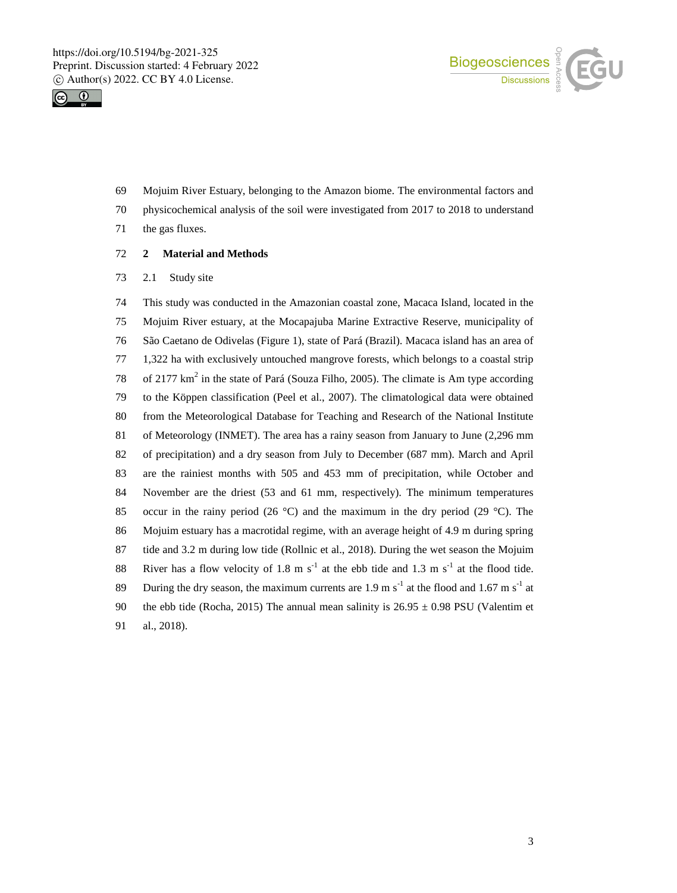Mojuim River Estuary, belonging to the Amazon biome. The environmental factors and physicochemical analysis of the soil were investigated from 2017 to 2018 to understand the gas fluxes.

## 2 Material and Methods

### 2.1 Study site

This study was conducted in the Amazonian coastal zone, Macaca Island, located in the Mojuim River estuary, at the Mocapajuba Marine Extractive Reserve, municipality of São Caetano de Odivelas (Figure 1), state of Pará (Brazil). Macaca island has an area of 1,322 ha with exclusively untouched mangrove forests, which belongs to a coastal strip of 2177 $km^2$ in the state of Pará (Souza Filho, 2005). The climate is Am type according to the Köppen classification (Peel et al., 2007). The climatological data were obtained from the Meteorological Database for Teaching and Research of the National Institute of Meteorology (INMET). The area has a rainy season from January to June (2,296 mm of precipitation) and a dry season from July to December (687 mm). March and April are the rainiest months with 505 and 453 mm of precipitation, while October and November are the driest (53 and 61 mm, respectively). The minimum temperatures occur in the rainy period (26 °C) and the maximum in the dry period (29 °C). The Mojuim estuary has a macrotidal regime, with an average height of 4.9 m during spring tide and 3.2 m during low tide (Rollnic et al., 2018). During the wet season the Mojuim River has a flow velocity of 1.8 m $s^{-1}$ at the ebb tide and 1.3 m $s^{-1}$ at the flood tide. During the dry season, the maximum currents are 1.9 m $s^{-1}$ at the flood and 1.67 m $s^{-1}$ at the ebb tide (Rocha, 2015) The annual mean salinity is 26.95 ± 0.98 PSU (Valentim et al., 2018).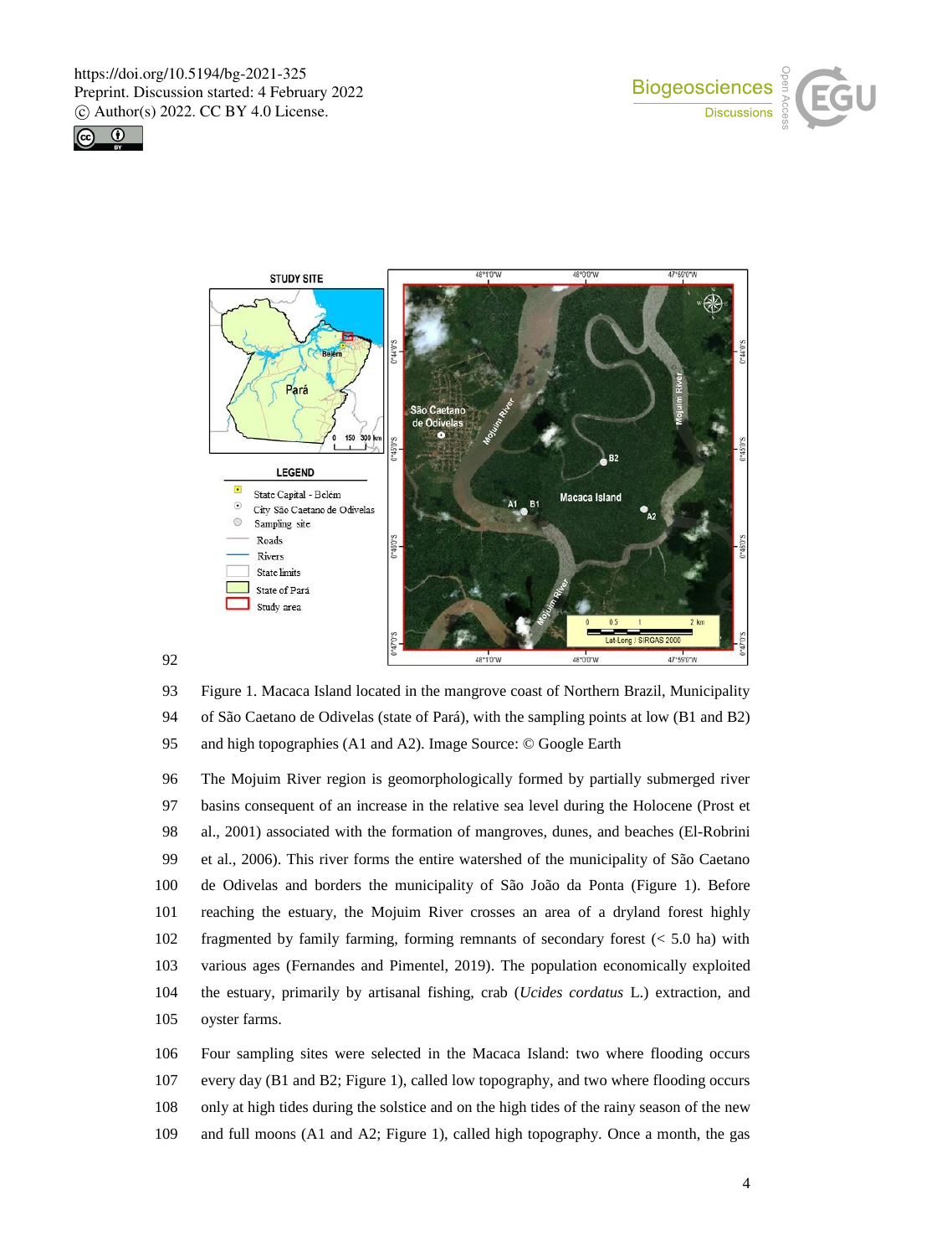Figure 1. Macaca Island located in the mangrove coast of Northern Brazil, Municipality of São Caetano de Odivelas (state of Pará), with the sampling points at low (B1 and B2) and high topographies (A1 and A2). Image Source: © Google Earth

The Mojuim River region is geomorphologically formed by partially submerged river basins consequent of an increase in the relative sea level during the Holocene (Prost et al., 2001) associated with the formation of mangroves, dunes, and beaches (El-Robrini et al., 2006). This river forms the entire watershed of the municipality of São Caetano de Odivelas and borders the municipality of São João da Ponta (Figure 1). Before reaching the estuary, the Mojuim River crosses an area of a dryland forest highly fragmented by family farming, forming remnants of secondary forest (< 5.0 ha) with various ages (Fernandes and Pimentel, 2019). The population economically exploited the estuary, primarily by artisanal fishing, crab (*Ucides cordatus* L.) extraction, and oyster farms.

Four sampling sites were selected in the Macaca Island: two where flooding occurs every day (B1 and B2; Figure 1), called low topography, and two where flooding occurs only at high tides during the solstice and on the high tides of the rainy season of the new and full moons (A1 and A2; Figure 1), called high topography. Once a month, the gas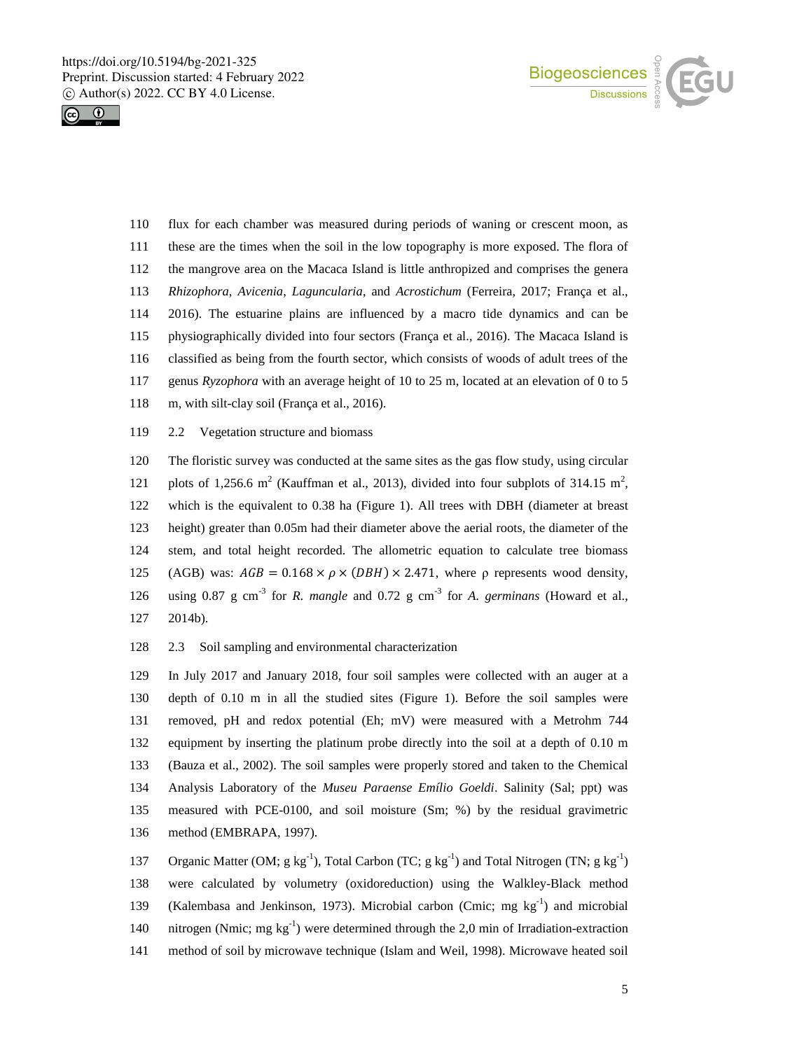flux for each chamber was measured during periods of waning or crescent moon, as these are the times when the soil in the low topography is more exposed. The flora of the mangrove area on the Macaca Island is little anthropized and comprises the genera *Rhizophora*, *Avicenia*, *Laguncularia*, and *Acrostichum* (Ferreira, 2017; França et al., 2016). The estuarine plains are influenced by a macro tide dynamics and can be physiographically divided into four sectors (França et al., 2016). The Macaca Island is classified as being from the fourth sector, which consists of woods of adult trees of the genus *Ryzophora* with an average height of 10 to 25 m, located at an elevation of 0 to 5 m, with silt-clay soil (França et al., 2016).

## 2.2 Vegetation structure and biomass

The floristic survey was conducted at the same sites as the gas flow study, using circular plots of 1,256.6 $m^2$ (Kauffman et al., 2013), divided into four subplots of 314.15 $m^2$, which is the equivalent to 0.38 ha (Figure 1). All trees with DBH (diameter at breast height) greater than 0.05m had their diameter above the aerial roots, the diameter of the stem, and total height recorded. The allometric equation to calculate tree biomass (AGB) was: $AGB = 0.168 \times \rho \times (DBH) \times 2.471$, where ρ represents wood density, using 0.87 g $cm^{-3}$ for *R. mangle* and 0.72 g $cm^{-3}$ for *A. germinans* (Howard et al., 2014b).

## 2.3 Soil sampling and environmental characterization

In July 2017 and January 2018, four soil samples were collected with an auger at a depth of 0.10 m in all the studied sites (Figure 1). Before the soil samples were removed, pH and redox potential (Eh; mV) were measured with a Metrohm 744 equipment by inserting the platinum probe directly into the soil at a depth of 0.10 m (Bauza et al., 2002). The soil samples were properly stored and taken to the Chemical Analysis Laboratory of the *Museu Paraense Emílio Goeldi*. Salinity (Sal; ppt) was measured with PCE-0100, and soil moisture (Sm; %) by the residual gravimetric method (EMBRAPA, 1997).

Organic Matter (OM; g $kg^{-1}$), Total Carbon (TC; g $kg^{-1}$) and Total Nitrogen (TN; g $kg^{-1}$) were calculated by volumetry (oxidoreduction) using the Walkley-Black method (Kalembasa and Jenkinson, 1973). Microbial carbon (Cmic; mg $kg^{-1}$) and microbial nitrogen (Nmic; mg $kg^{-1}$) were determined through the 2,0 min of Irradiation-extraction method of soil by microwave technique (Islam and Weil, 1998). Microwave heated soil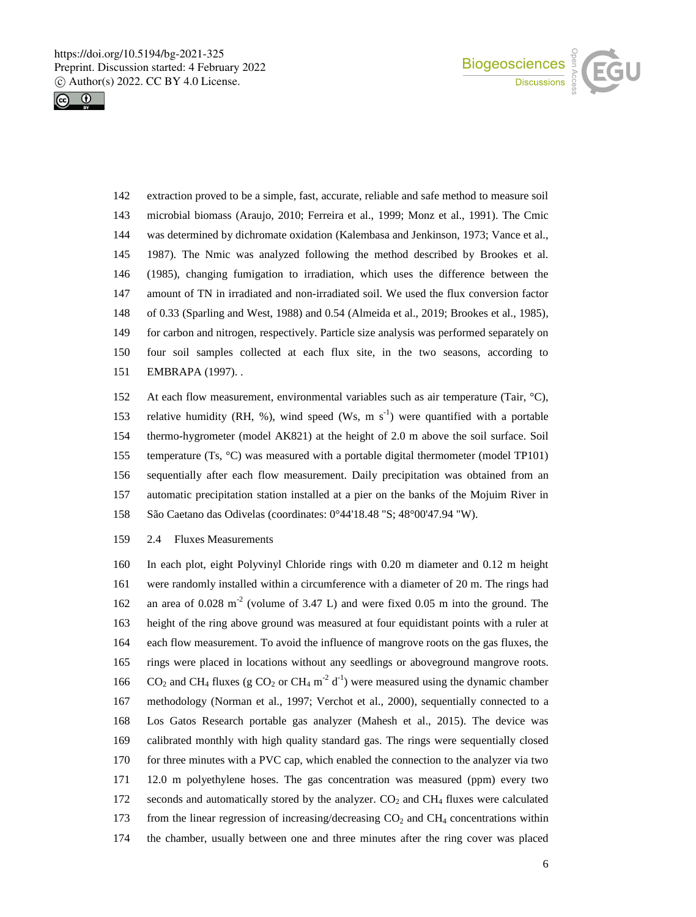extraction proved to be a simple, fast, accurate, reliable and safe method to measure soil microbial biomass (Araujo, 2010; Ferreira et al., 1999; Monz et al., 1991). The Cmic was determined by dichromate oxidation (Kalembasa and Jenkinson, 1973; Vance et al., 1987). The Nmic was analyzed following the method described by Brookes et al. (1985), changing fumigation to irradiation, which uses the difference between the amount of TN in irradiated and non-irradiated soil. We used the flux conversion factor of 0.33 (Sparling and West, 1988) and 0.54 (Almeida et al., 2019; Brookes et al., 1985), for carbon and nitrogen, respectively. Particle size analysis was performed separately on four soil samples collected at each flux site, in the two seasons, according to EMBRAPA (1997). .

At each flow measurement, environmental variables such as air temperature (Tair, °C), relative humidity (RH, %), wind speed (Ws, m $s^{-1}$) were quantified with a portable thermo-hygrometer (model AK821) at the height of 2.0 m above the soil surface. Soil temperature (Ts, °C) was measured with a portable digital thermometer (model TP101) sequentially after each flow measurement. Daily precipitation was obtained from an automatic precipitation station installed at a pier on the banks of the Mojuim River in São Caetano das Odivelas (coordinates: 0°44'18.48 "S; 48°00'47.94 "W).

## 2.4 Fluxes Measurements

In each plot, eight Polyvinyl Chloride rings with 0.20 m diameter and 0.12 m height were randomly installed within a circumference with a diameter of 20 m. The rings had an area of 0.028 $m^{-2}$ (volume of 3.47 L) and were fixed 0.05 m into the ground. The height of the ring above ground was measured at four equidistant points with a ruler at each flow measurement. To avoid the influence of mangrove roots on the gas fluxes, the rings were placed in locations without any seedlings or aboveground mangrove roots. $CO_2$ and $CH_4$ fluxes (g $CO_2$ or $CH_4$ $m^{-2}$ $d^{-1}$) were measured using the dynamic chamber methodology (Norman et al., 1997; Verchot et al., 2000), sequentially connected to a Los Gatos Research portable gas analyzer (Mahesh et al., 2015). The device was calibrated monthly with high quality standard gas. The rings were sequentially closed for three minutes with a PVC cap, which enabled the connection to the analyzer via two 12.0 m polyethylene hoses. The gas concentration was measured (ppm) every two seconds and automatically stored by the analyzer. $CO_2$ and $CH_4$ fluxes were calculated from the linear regression of increasing/decreasing $CO_2$ and $CH_4$ concentrations within the chamber, usually between one and three minutes after the ring cover was placed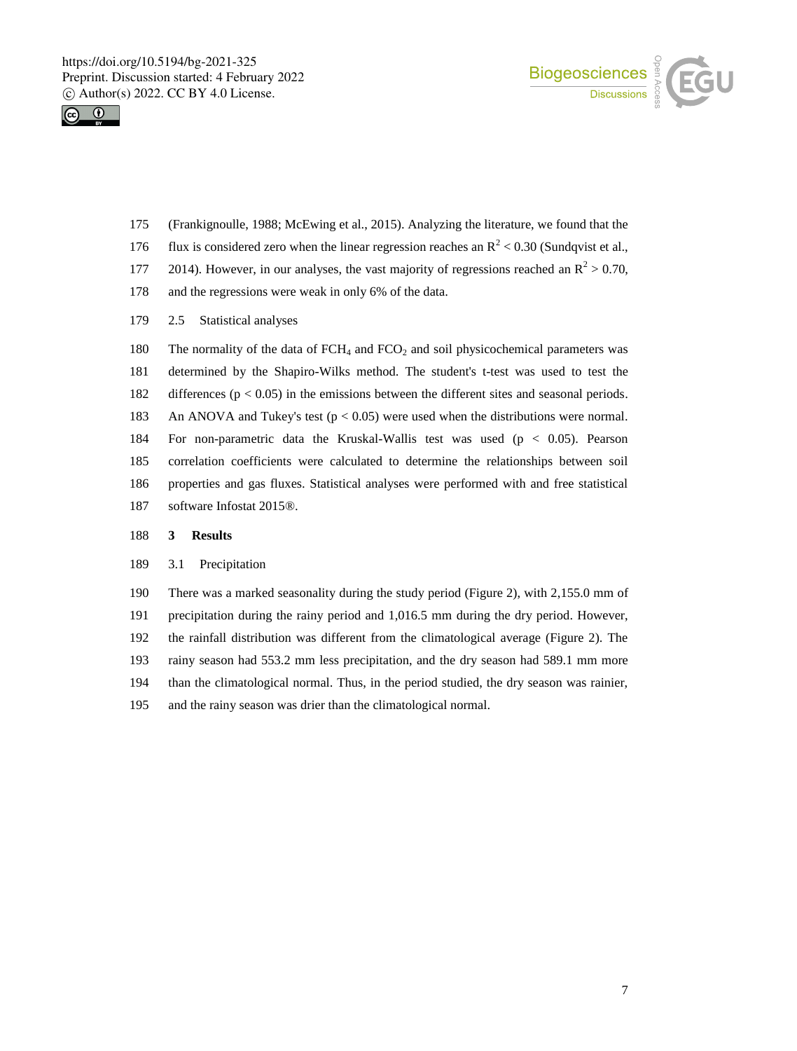(Frankignoulle, 1988; McEwing et al., 2015). Analyzing the literature, we found that the flux is considered zero when the linear regression reaches an $R^2 < 0.30$ (Sundqvist et al., 2014). However, in our analyses, the vast majority of regressions reached an $R^2 > 0.70$, and the regressions were weak in only 6% of the data.

### 2.5 Statistical analyses

The normality of the data of $FCH_4$ and $FCO_2$ and soil physicochemical parameters was determined by the Shapiro-Wilks method. The student's t-test was used to test the differences ($p < 0.05$) in the emissions between the different sites and seasonal periods. An ANOVA and Tukey's test ($p < 0.05$) were used when the distributions were normal. For non-parametric data the Kruskal-Wallis test was used ($p < 0.05$). Pearson correlation coefficients were calculated to determine the relationships between soil properties and gas fluxes. Statistical analyses were performed with and free statistical software Infostat 2015®.

## 3 Results

### 3.1 Precipitation

There was a marked seasonality during the study period (Figure 2), with 2,155.0 mm of precipitation during the rainy period and 1,016.5 mm during the dry period. However, the rainfall distribution was different from the climatological average (Figure 2). The rainy season had 553.2 mm less precipitation, and the dry season had 589.1 mm more than the climatological normal. Thus, in the period studied, the dry season was rainier, and the rainy season was drier than the climatological normal.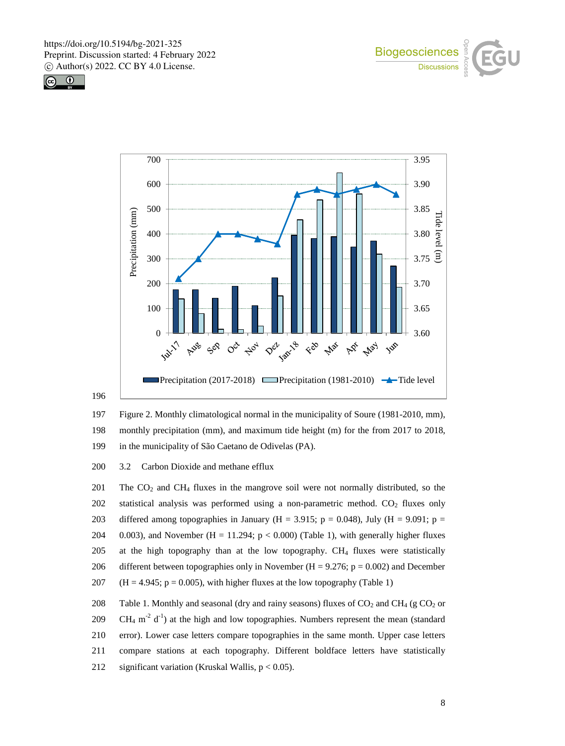Figure 2. Monthly climatological normal in the municipality of Soure (1981-2010, mm), monthly precipitation (mm), and maximum tide height (m) for the from 2017 to 2018, in the municipality of São Caetano de Odivelas (PA).

### 3.2 Carbon Dioxide and methane efflux

The $CO_2$ and $CH_4$ fluxes in the mangrove soil were not normally distributed, so the statistical analysis was performed using a non-parametric method. $CO_2$ fluxes only differed among topographies in January ($H = 3.915$; $p = 0.048$), July ($H = 9.091$; $p = 0.003$), and November ($H = 11.294$; $p < 0.000$) (Table 1), with generally higher fluxes at the high topography than at the low topography. $CH_4$ fluxes were statistically different between topographies only in November ($H = 9.276$; $p = 0.002$) and December ($H = 4.945$; $p = 0.005$), with higher fluxes at the low topography (Table 1)

Table 1. Monthly and seasonal (dry and rainy seasons) fluxes of $CO_2$ and $CH_4$ (g $CO_2$ or $CH_4$ $m^{-2}$ $d^{-1}$) at the high and low topographies. Numbers represent the mean (standard error). Lower case letters compare topographies in the same month. Upper case letters compare stations at each topography. Different boldface letters have statistically significant variation (Kruskal Wallis, $p < 0.05$).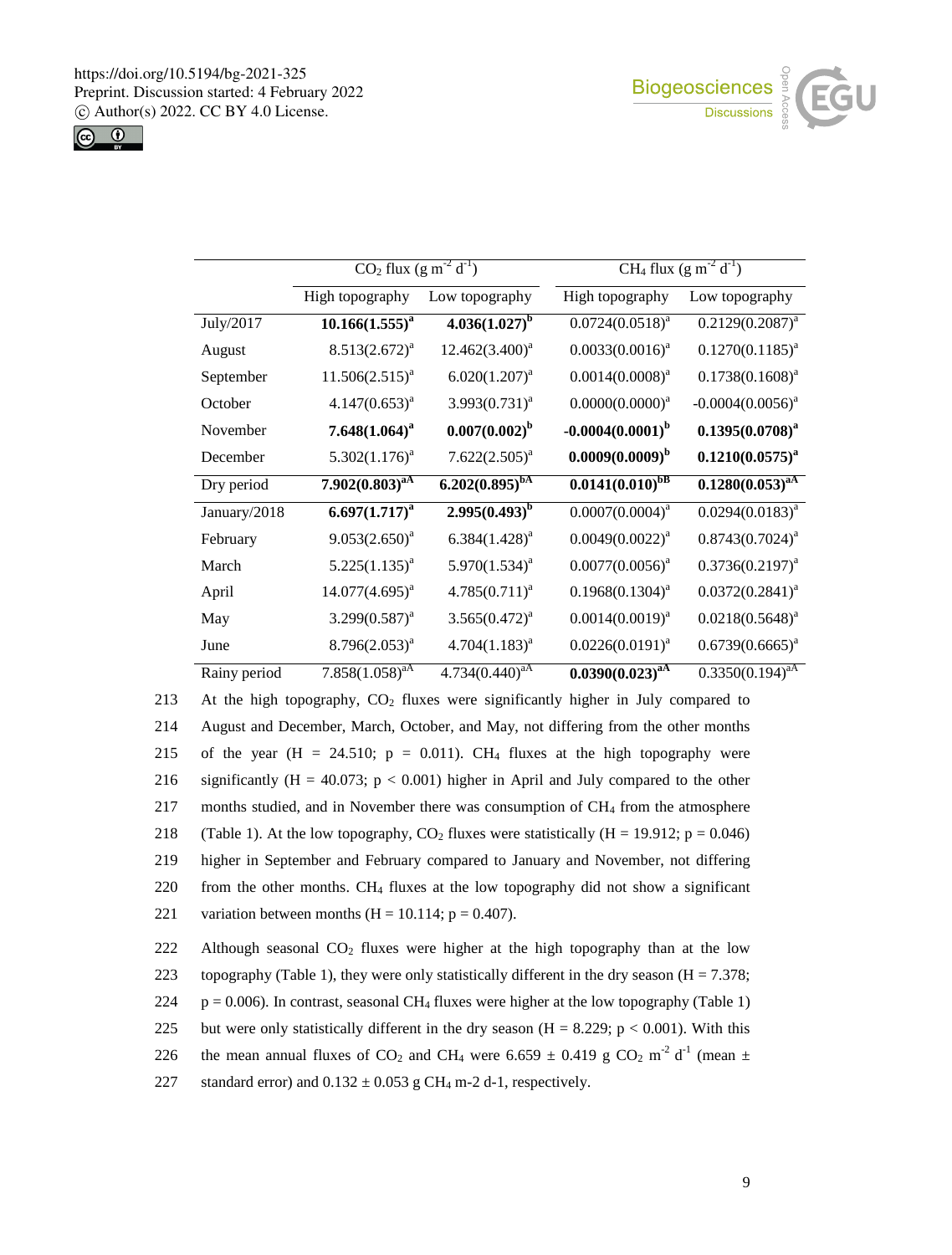| | $CO_2$ flux ($g\ m^{-2}\ d^{-1}$) | | $CH_4$ flux ($g\ m^{-2}\ d^{-1}$) | |
|---|---|---|---|---|
| | High topography | Low topography | High topography | Low topography |
| July/2017 | **10.166(1.555)$^{a}$** | **4.036(1.027)$^{b}$** | 0.0724(0.0518)$^{a}$ | 0.2129(0.2087)$^{a}$ |
| August | 8.513(2.672)$^{a}$ | 12.462(3.400)$^{a}$ | 0.0033(0.0016)$^{a}$ | 0.1270(0.1185)$^{a}$ |
| September | 11.506(2.515)$^{a}$ | 6.020(1.207)$^{a}$ | 0.0014(0.0008)$^{a}$ | 0.1738(0.1608)$^{a}$ |
| October | 4.147(0.653)$^{a}$ | 3.993(0.731)$^{a}$ | 0.0000(0.0000)$^{a}$ | -0.0004(0.0056)$^{a}$ |
| November | **7.648(1.064)$^{a}$** | **0.007(0.002)$^{b}$** | **-0.0004(0.0001)$^{b}$** | **0.1395(0.0708)$^{a}$** |
| December | 5.302(1.176)$^{a}$ | 7.622(2.505)$^{a}$ | **0.0009(0.0009)$^{b}$** | **0.1210(0.0575)$^{a}$** |
| Dry period | **7.902(0.803)$^{aA}$** | **6.202(0.895)$^{bA}$** | **0.0141(0.010)$^{bB}$** | **0.1280(0.053)$^{aA}$** |
| January/2018 | **6.697(1.717)$^{a}$** | **2.995(0.493)$^{b}$** | 0.0007(0.0004)$^{a}$ | 0.0294(0.0183)$^{a}$ |
| February | 9.053(2.650)$^{a}$ | 6.384(1.428)$^{a}$ | 0.0049(0.0022)$^{a}$ | 0.8743(0.7024)$^{a}$ |
| March | 5.225(1.135)$^{a}$ | 5.970(1.534)$^{a}$ | 0.0077(0.0056)$^{a}$ | 0.3736(0.2197)$^{a}$ |
| April | 14.077(4.695)$^{a}$ | 4.785(0.711)$^{a}$ | 0.1968(0.1304)$^{a}$ | 0.0372(0.2841)$^{a}$ |
| May | 3.299(0.587)$^{a}$ | 3.565(0.472)$^{a}$ | 0.0014(0.0019)$^{a}$ | 0.0218(0.5648)$^{a}$ |
| June | 8.796(2.053)$^{a}$ | 4.704(1.183)$^{a}$ | 0.0226(0.0191)$^{a}$ | 0.6739(0.6665)$^{a}$ |
| Rainy period | 7.858(1.058)$^{aA}$ | 4.734(0.440)$^{aA}$ | **0.0390(0.023)$^{aA}$** | 0.3350(0.194)$^{aA}$ |

213 At the high topography, $CO_2$ fluxes were significantly higher in July compared to
214 August and December, March, October, and May, not differing from the other months
215 of the year ($H = 24.510$; $p = 0.011$). $CH_4$ fluxes at the high topography were
216 significantly ($H = 40.073$; $p < 0.001$) higher in April and July compared to the other
217 months studied, and in November there was consumption of $CH_4$ from the atmosphere
218 (Table 1). At the low topography, $CO_2$ fluxes were statistically ($H = 19.912$; $p = 0.046$)
219 higher in September and February compared to January and November, not differing
220 from the other months. $CH_4$ fluxes at the low topography did not show a significant
221 variation between months ($H = 10.114$; $p = 0.407$).

222 Although seasonal $CO_2$ fluxes were higher at the high topography than at the low
223 topography (Table 1), they were only statistically different in the dry season ($H = 7.378$;
224 $p = 0.006$). In contrast, seasonal $CH_4$ fluxes were higher at the low topography (Table 1)
225 but were only statistically different in the dry season ($H = 8.229$; $p < 0.001$). With this
226 the mean annual fluxes of $CO_2$ and $CH_4$ were $6.659 \pm 0.419$ g $CO_2$ $m^{-2}$ $d^{-1}$ (mean ±
227 standard error) and $0.132 \pm 0.053$ g $CH_4$ m-2 d-1, respectively.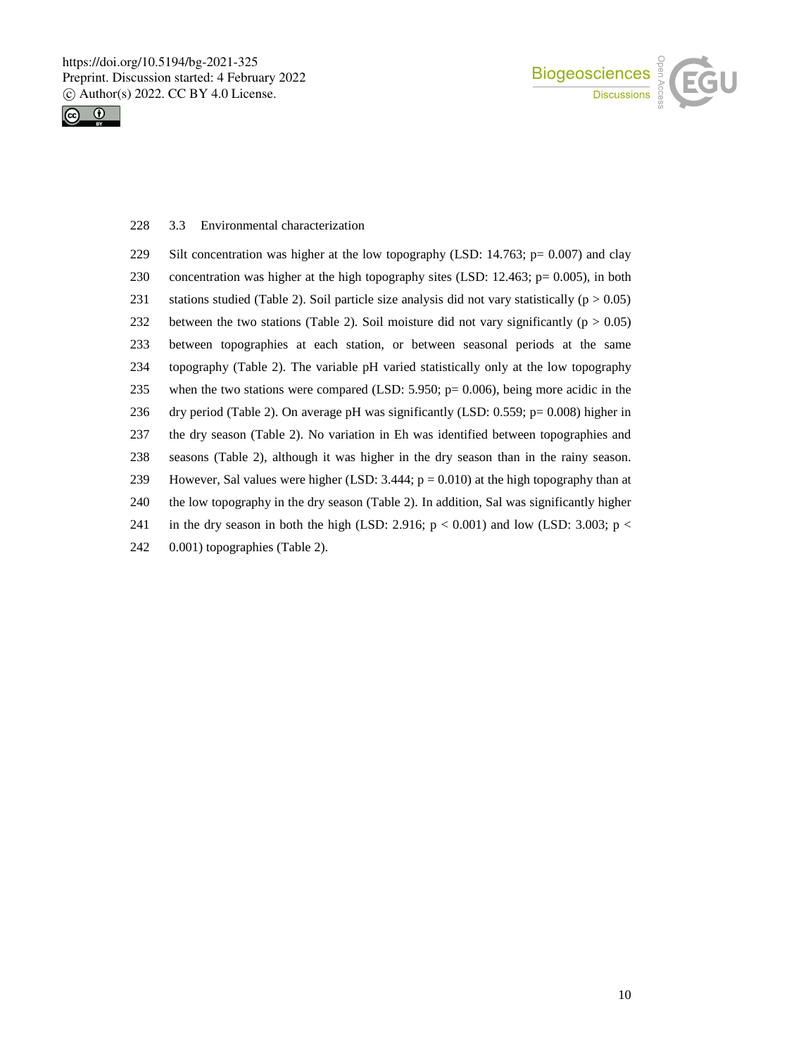### 3.3 Environmental characterization

Silt concentration was higher at the low topography (LSD: 14.763; $p = 0.007$) and clay concentration was higher at the high topography sites (LSD: 12.463; $p = 0.005$), in both stations studied (Table 2). Soil particle size analysis did not vary statistically ($p > 0.05$) between the two stations (Table 2). Soil moisture did not vary significantly ($p > 0.05$) between topographies at each station, or between seasonal periods at the same topography (Table 2). The variable pH varied statistically only at the low topography when the two stations were compared (LSD: 5.950; $p = 0.006$), being more acidic in the dry period (Table 2). On average pH was significantly (LSD: 0.559; $p = 0.008$) higher in the dry season (Table 2). No variation in Eh was identified between topographies and seasons (Table 2), although it was higher in the dry season than in the rainy season. However, Sal values were higher (LSD: 3.444; $p = 0.010$) at the high topography than at the low topography in the dry season (Table 2). In addition, Sal was significantly higher in the dry season in both the high (LSD: 2.916; $p < 0.001$) and low (LSD: 3.003; $p < 0.001$) topographies (Table 2).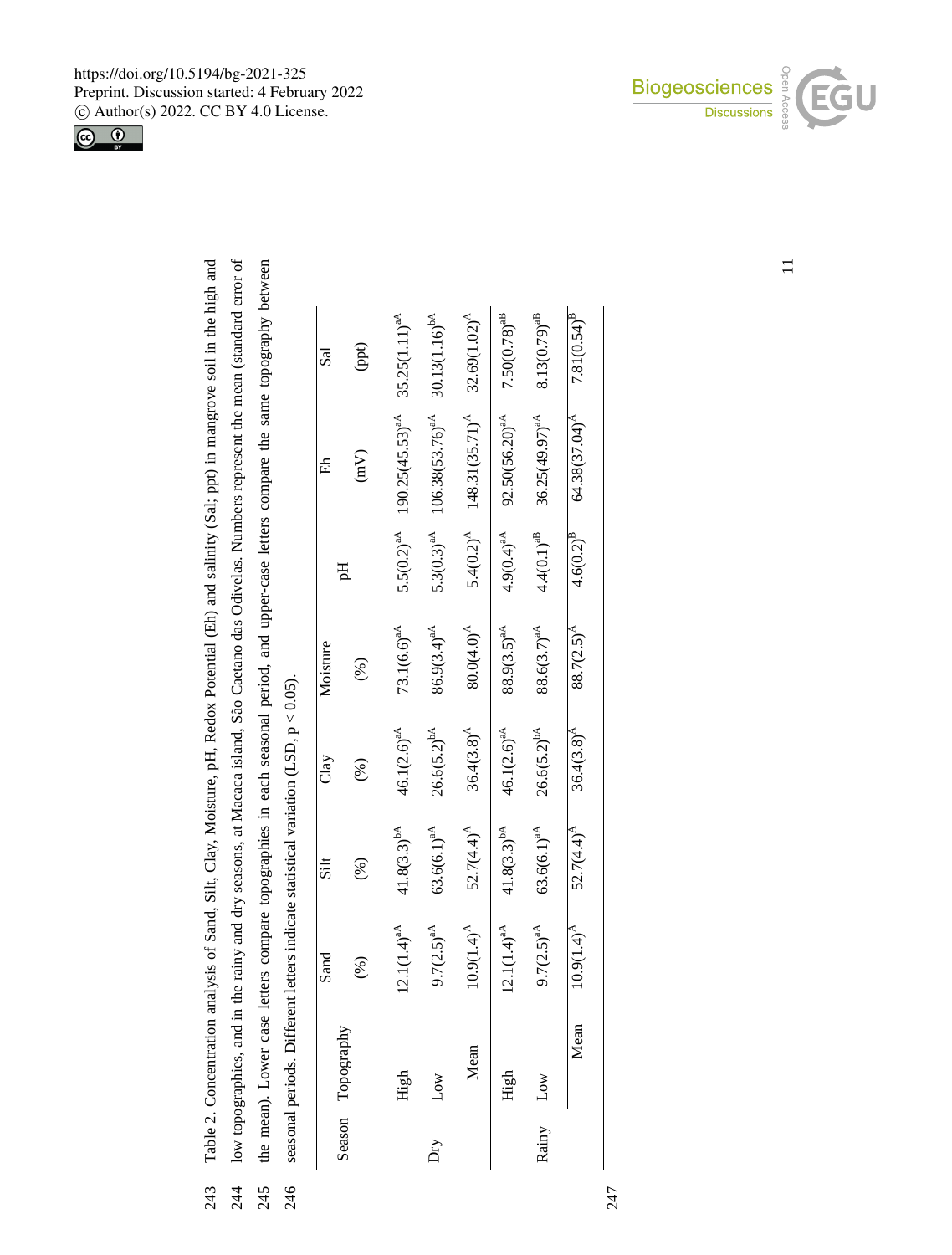Table 2. Concentration analysis of Sand, Silt, Clay, Moisture, pH, Redox Potential (Eh) and salinity (Sal; ppt) in mangrove soil in the high and low topographies, and in the rainy and dry seasons, at Macaca island, São Caetano das Odivelas. Numbers represent the mean (standard error of the mean). Lower case letters compare topographies in each seasonal period, and upper-case letters compare the same topography between seasonal periods. Different letters indicate statistical variation (LSD, $p < 0.05$).

| Season | Topography | Sand (%) | Silt (%) | Clay (%) | Moisture (%) | pH | Eh (mV) | Sal (ppt) |
|---|---|---|---|---|---|---|---|---|
| Dry | High | 12.1(1.4)$^{aA}$ | 41.8(3.3)$^{bA}$ | 46.1(2.6)$^{aA}$ | 73.1(6.6)$^{aA}$ | 5.5(0.2)$^{aA}$ | 190.25(45.53)$^{aA}$ | 35.25(1.11)$^{aA}$ |
| | Low | 9.7(2.5)$^{aA}$ | 63.6(6.1)$^{aA}$ | 26.6(5.2)$^{bA}$ | 86.9(3.4)$^{aA}$ | 5.3(0.3)$^{aA}$ | 106.38(53.76)$^{aA}$ | 30.13(1.16)$^{bA}$ |
| | Mean | 10.9(1.4)$^{A}$ | 52.7(4.4)$^{A}$ | 36.4(3.8)$^{A}$ | 80.0(4.0)$^{A}$ | 5.4(0.2)$^{A}$ | 148.31(35.71)$^{A}$ | 32.69(1.02)$^{A}$ |
| Rainy | High | 12.1(1.4)$^{aA}$ | 41.8(3.3)$^{bA}$ | 46.1(2.6)$^{aA}$ | 88.9(3.5)$^{aA}$ | 4.9(0.4)$^{aA}$ | 92.50(56.20)$^{aA}$ | 7.50(0.78)$^{aB}$ |
| | Low | 9.7(2.5)$^{aA}$ | 63.6(6.1)$^{aA}$ | 26.6(5.2)$^{bA}$ | 88.6(3.7)$^{aA}$ | 4.4(0.1)$^{aB}$ | 36.25(49.97)$^{aA}$ | 8.13(0.79)$^{aB}$ |
| | Mean | 10.9(1.4)$^{A}$ | 52.7(4.4)$^{A}$ | 36.4(3.8)$^{A}$ | 88.7(2.5)$^{A}$ | 4.6(0.2)$^{B}$ | 64.38(37.04)$^{A}$ | 7.81(0.54)$^{B}$ |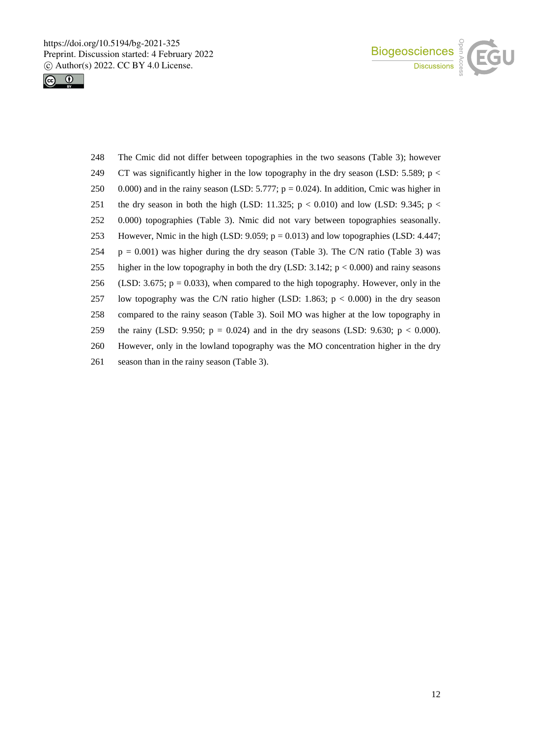The Cmic did not differ between topographies in the two seasons (Table 3); however CT was significantly higher in the low topography in the dry season (LSD: 5.589; $p < 0.000$) and in the rainy season (LSD: 5.777; $p = 0.024$). In addition, Cmic was higher in the dry season in both the high (LSD: 11.325; $p < 0.010$) and low (LSD: 9.345; $p < 0.000$) topographies (Table 3). Nmic did not vary between topographies seasonally. However, Nmic in the high (LSD: 9.059; $p = 0.013$) and low topographies (LSD: 4.447; $p = 0.001$) was higher during the dry season (Table 3). The C/N ratio (Table 3) was higher in the low topography in both the dry (LSD: 3.142; $p < 0.000$) and rainy seasons (LSD: 3.675; $p = 0.033$), when compared to the high topography. However, only in the low topography was the C/N ratio higher (LSD: 1.863; $p < 0.000$) in the dry season compared to the rainy season (Table 3). Soil MO was higher at the low topography in the rainy (LSD: 9.950; $p = 0.024$) and in the dry seasons (LSD: 9.630; $p < 0.000$). However, only in the lowland topography was the MO concentration higher in the dry season than in the rainy season (Table 3).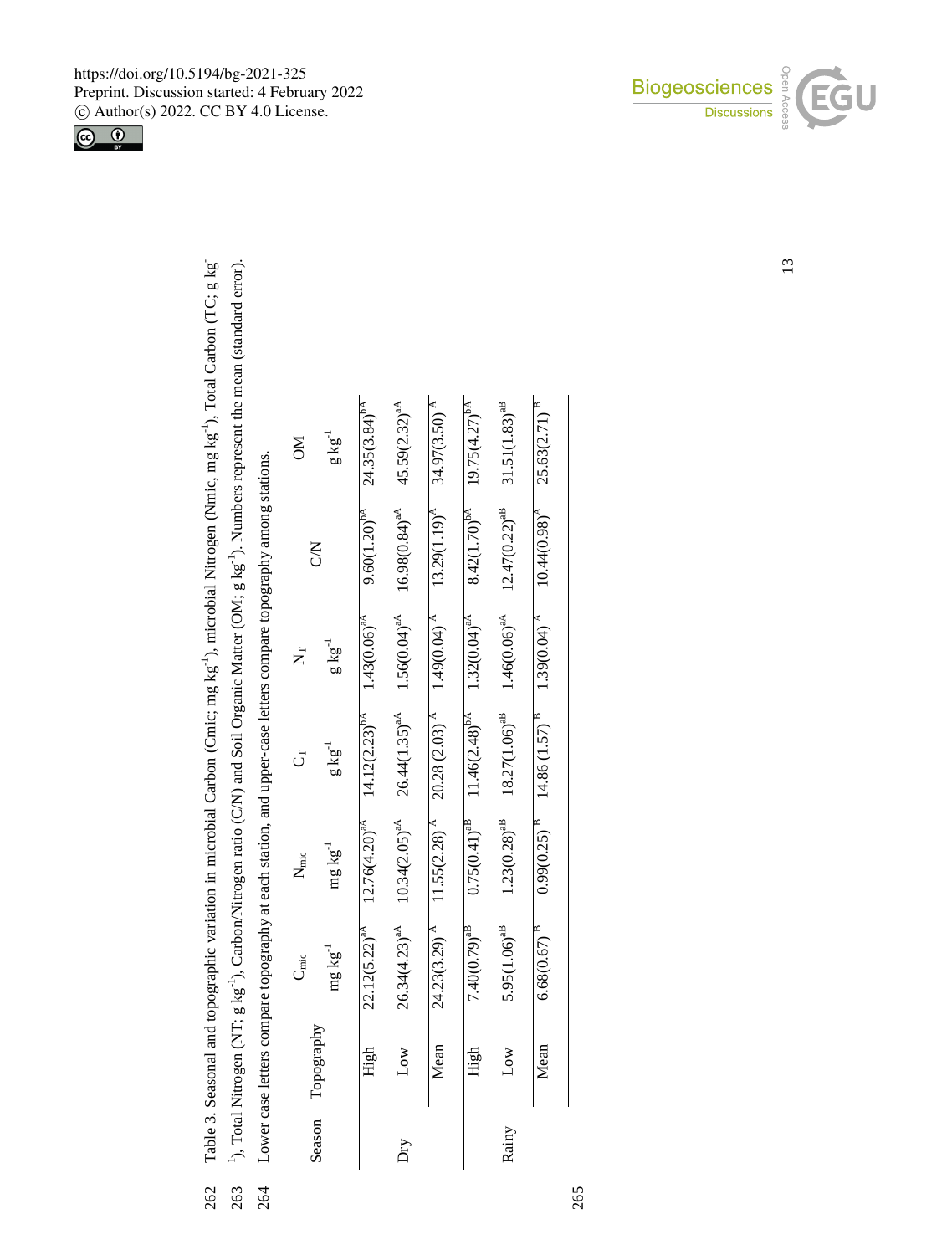Table 3. Seasonal and topographic variation in microbial Carbon (Cmic; mg kg$^{-1}$), microbial Nitrogen (Nmic, mg kg$^{-1}$), Total Carbon (TC; g kg$^{-1}$), Total Nitrogen (NT; g kg$^{-1}$), Carbon/Nitrogen ratio (C/N) and Soil Organic Matter (OM; g kg$^{-1}$). Numbers represent the mean (standard error). Lower case letters compare topography at each station, and upper-case letters compare topography among stations.

| Season | Topography | $C_{mic}$ mg kg$^{-1}$ | $N_{mic}$ mg kg$^{-1}$ | $C_T$ g kg$^{-1}$ | $N_T$ g kg$^{-1}$ | C/N | OM g kg$^{-1}$ |
|---|---|---|---|---|---|---|---|
| Dry | High | 22.12(5.22)$^{aA}$ | 12.76(4.20)$^{aA}$ | 14.12(2.23)$^{bA}$ | 1.43(0.06)$^{aA}$ | 9.60(1.20)$^{bA}$ | 24.35(3.84)$^{bA}$ |
| | Low | 26.34(4.23)$^{aA}$ | 10.34(2.05)$^{aA}$ | 26.44(1.35)$^{aA}$ | 1.56(0.04)$^{aA}$ | 16.98(0.84)$^{aA}$ | 45.59(2.32)$^{aA}$ |
| | Mean | 24.23(3.29)$^{A}$ | 11.55(2.28)$^{A}$ | 20.28 (2.03)$^{A}$ | 1.49(0.04)$^{A}$ | 13.29(1.19)$^{A}$ | 34.97(3.50)$^{A}$ |
| Rainy | High | 7.40(0.79)$^{aB}$ | 0.75(0.41)$^{aB}$ | 11.46(2.48)$^{bA}$ | 1.32(0.04)$^{aA}$ | 8.42(1.70)$^{bA}$ | 19.75(4.27)$^{bA}$ |
| | Low | 5.95(1.06)$^{aB}$ | 1.23(0.28)$^{aB}$ | 18.27(1.06)$^{aB}$ | 1.46(0.06)$^{aA}$ | 12.47(0.22)$^{aB}$ | 31.51(1.83)$^{aB}$ |
| | Mean | 6.68(0.67)$^{B}$ | 0.99(0.25)$^{B}$ | 14.86 (1.57)$^{B}$ | 1.39(0.04)$^{A}$ | 10.44(0.98)$^{A}$ | 25.63(2.71)$^{B}$ |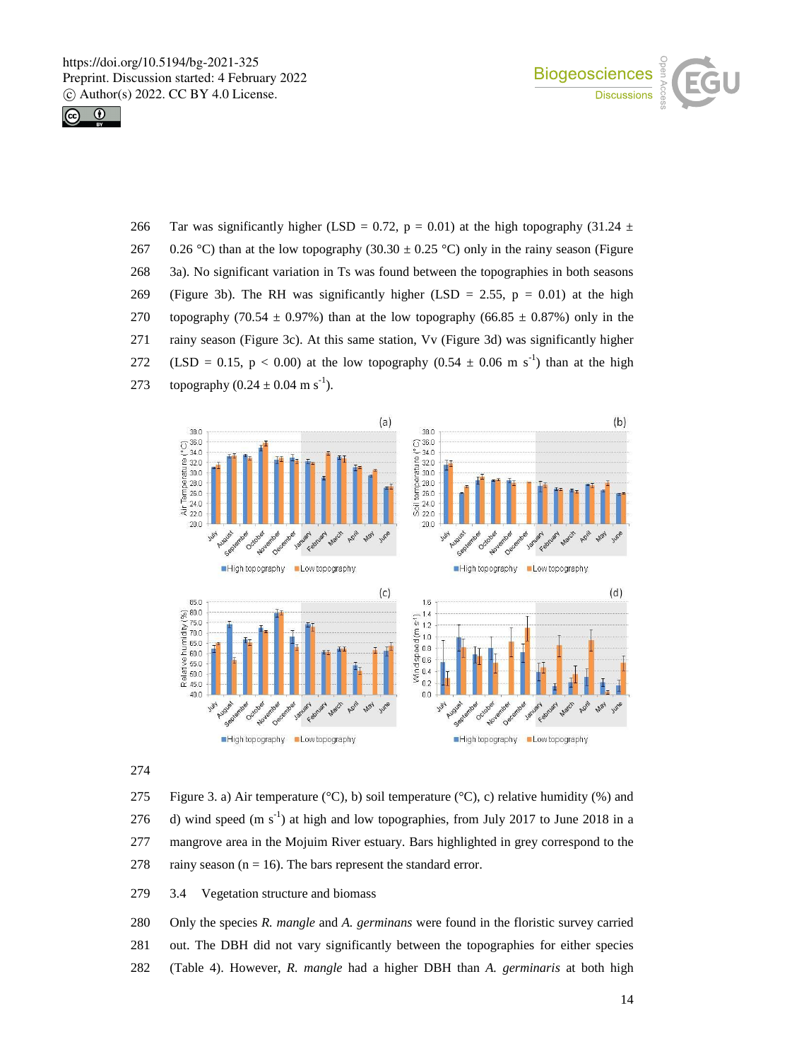Tar was significantly higher (LSD = 0.72, p = 0.01) at the high topography (31.24 ± 0.26 °C) than at the low topography (30.30 ± 0.25 °C) only in the rainy season (Figure 3a). No significant variation in Ts was found between the topographies in both seasons (Figure 3b). The RH was significantly higher (LSD = 2.55, p = 0.01) at the high topography (70.54 ± 0.97%) than at the low topography (66.85 ± 0.87%) only in the rainy season (Figure 3c). At this same station, Vv (Figure 3d) was significantly higher (LSD = 0.15, p < 0.00) at the low topography (0.54 ± 0.06 m $s^{-1}$) than at the high topography (0.24 ± 0.04 m $s^{-1}$).

Figure 3. a) Air temperature (°C), b) soil temperature (°C), c) relative humidity (%) and d) wind speed (m $s^{-1}$) at high and low topographies, from July 2017 to June 2018 in a mangrove area in the Mojuim River estuary. Bars highlighted in grey correspond to the rainy season (n = 16). The bars represent the standard error.

### 3.4 Vegetation structure and biomass

Only the species *R. mangle* and *A. germinans* were found in the floristic survey carried out. The DBH did not vary significantly between the topographies for either species (Table 4). However, *R. mangle* had a higher DBH than *A. germinaris* at both high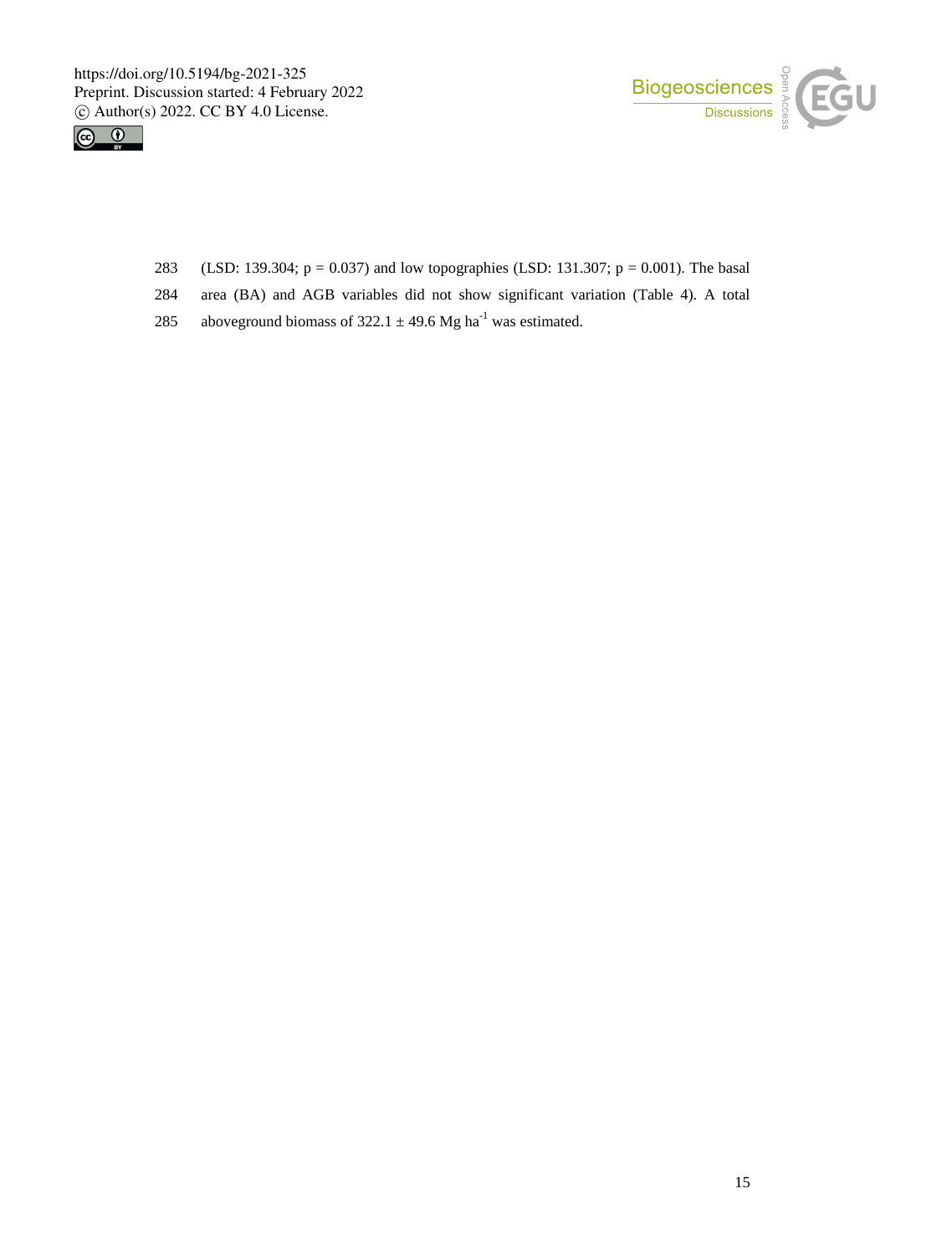(LSD: 139.304; $p = 0.037$) and low topographies (LSD: 131.307; $p = 0.001$). The basal area (BA) and AGB variables did not show significant variation (Table 4). A total aboveground biomass of $322.1 \pm 49.6$ Mg $ha^{-1}$ was estimated.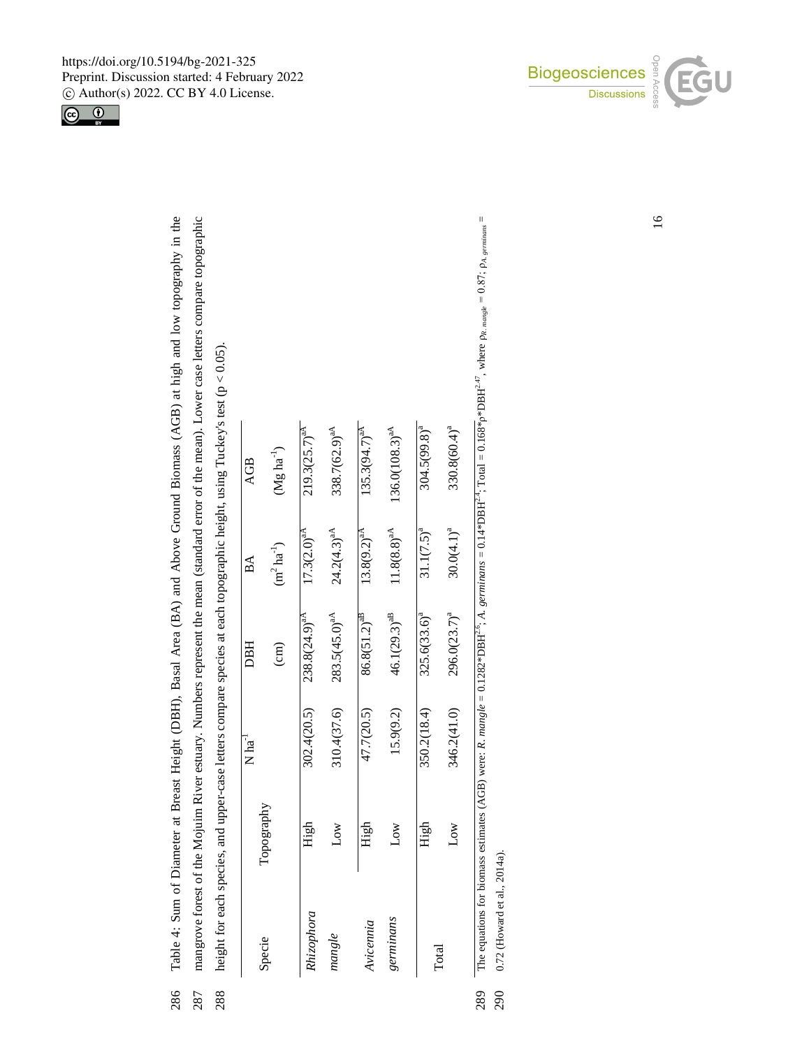Table 4: Sum of Diameter at Breast Height (DBH), Basal Area (BA) and Above Ground Biomass (AGB) at high and low topography in the mangrove forest of the Mojuim River estuary. Numbers represent the mean (standard error of the mean). Lower case letters compare topographic height for each species, and upper-case letters compare species at each topographic height, using Tuckey's test ($p < 0.05$).

| Specie | Topography | N $ha^{-1}$ | DBH (cm) | BA ($m^2 ha^{-1}$) | AGB ($Mg ha^{-1}$) |
|---|---|---|---|---|---|
| *Rhizophora mangle* | High | 302.4(20.5) | 238.8(24.9)[aA] | 17.3(2.0)[aA] | 219.3(25.7)[aA] |
| | Low | 310.4(37.6) | 283.5(45.0)[aA] | 24.2(4.3)[aA] | 338.7(62.9)[aA] |
| *Avicennia germinans* | High | 47.7(20.5) | 86.8(51.2)[aB] | 13.8(9.2)[aA] | 135.3(94.7)[aA] |
| | Low | 15.9(9.2) | 46.1(29.3)[aB] | 11.8(8.8)[aA] | 136.0(108.3)[aA] |
| Total | High | 350.2(18.4) | 325.6(33.6)[a] | 31.1(7.5)[a] | 304.5(99.8)[a] |
| | Low | 346.2(41.0) | 296.0(23.7)[a] | 30.0(4.1)[a] | 330.8(60.4)[a] |

The equations for biomass estimates (AGB) were: *R. mangle* = $0.1282*DBH^{2.6}$; *A. germinans* = $0.14*DBH^{2.4}$; Total = $0.168*\rho*DBH^{2.47}$, where $\rho_{R.\ mangle} = 0.87$; $\rho_{A.\ germinans} = 0.72$ (Howard et al., 2014a).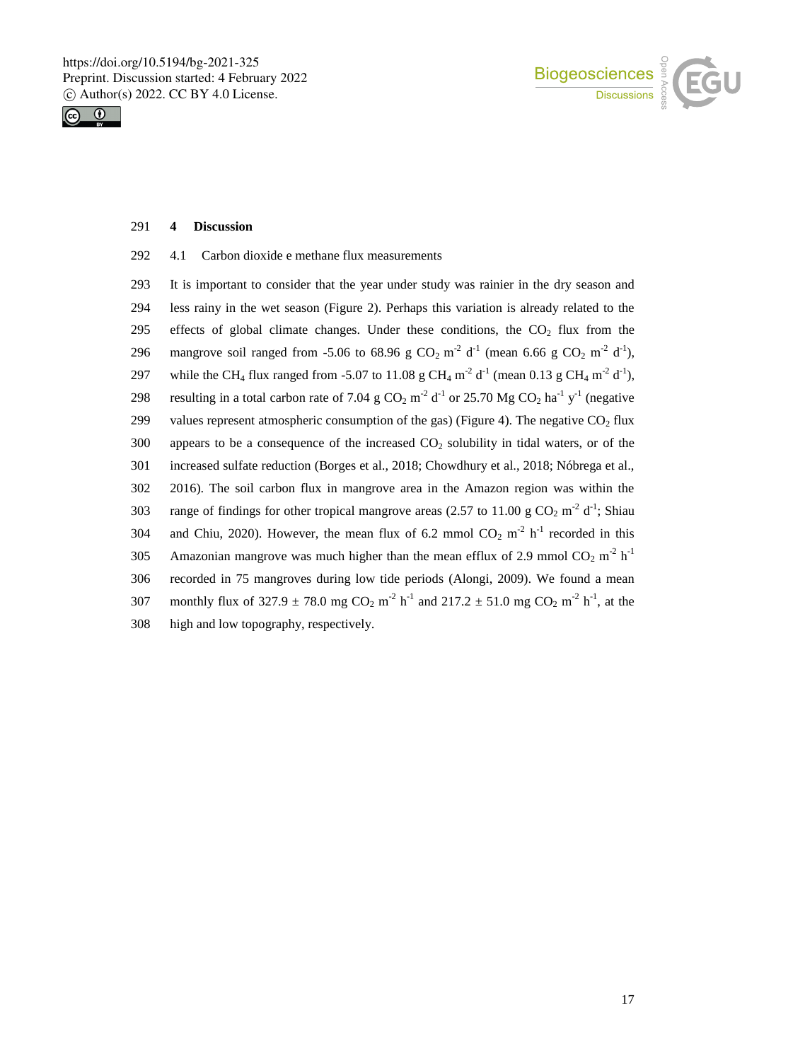# 4 Discussion

## 4.1 Carbon dioxide e methane flux measurements

It is important to consider that the year under study was rainier in the dry season and less rainy in the wet season (Figure 2). Perhaps this variation is already related to the effects of global climate changes. Under these conditions, the $CO_2$ flux from the mangrove soil ranged from -5.06 to 68.96 g $CO_2$ $m^{-2}$ $d^{-1}$ (mean 6.66 g $CO_2$ $m^{-2}$ $d^{-1}$), while the $CH_4$ flux ranged from -5.07 to 11.08 g $CH_4$ $m^{-2}$ $d^{-1}$ (mean 0.13 g $CH_4$ $m^{-2}$ $d^{-1}$), resulting in a total carbon rate of 7.04 g $CO_2$ $m^{-2}$ $d^{-1}$ or 25.70 Mg $CO_2$ $ha^{-1}$ $y^{-1}$ (negative values represent atmospheric consumption of the gas) (Figure 4). The negative $CO_2$ flux appears to be a consequence of the increased $CO_2$ solubility in tidal waters, or of the increased sulfate reduction (Borges et al., 2018; Chowdhury et al., 2018; Nóbrega et al., 2016). The soil carbon flux in mangrove area in the Amazon region was within the range of findings for other tropical mangrove areas (2.57 to 11.00 g $CO_2$ $m^{-2}$ $d^{-1}$; Shiau and Chiu, 2020). However, the mean flux of 6.2 mmol $CO_2$ $m^{-2}$ $h^{-1}$ recorded in this Amazonian mangrove was much higher than the mean efflux of 2.9 mmol $CO_2$ $m^{-2}$ $h^{-1}$ recorded in 75 mangroves during low tide periods (Alongi, 2009). We found a mean monthly flux of 327.9 ± 78.0 mg $CO_2$ $m^{-2}$ $h^{-1}$ and 217.2 ± 51.0 mg $CO_2$ $m^{-2}$ $h^{-1}$, at the high and low topography, respectively.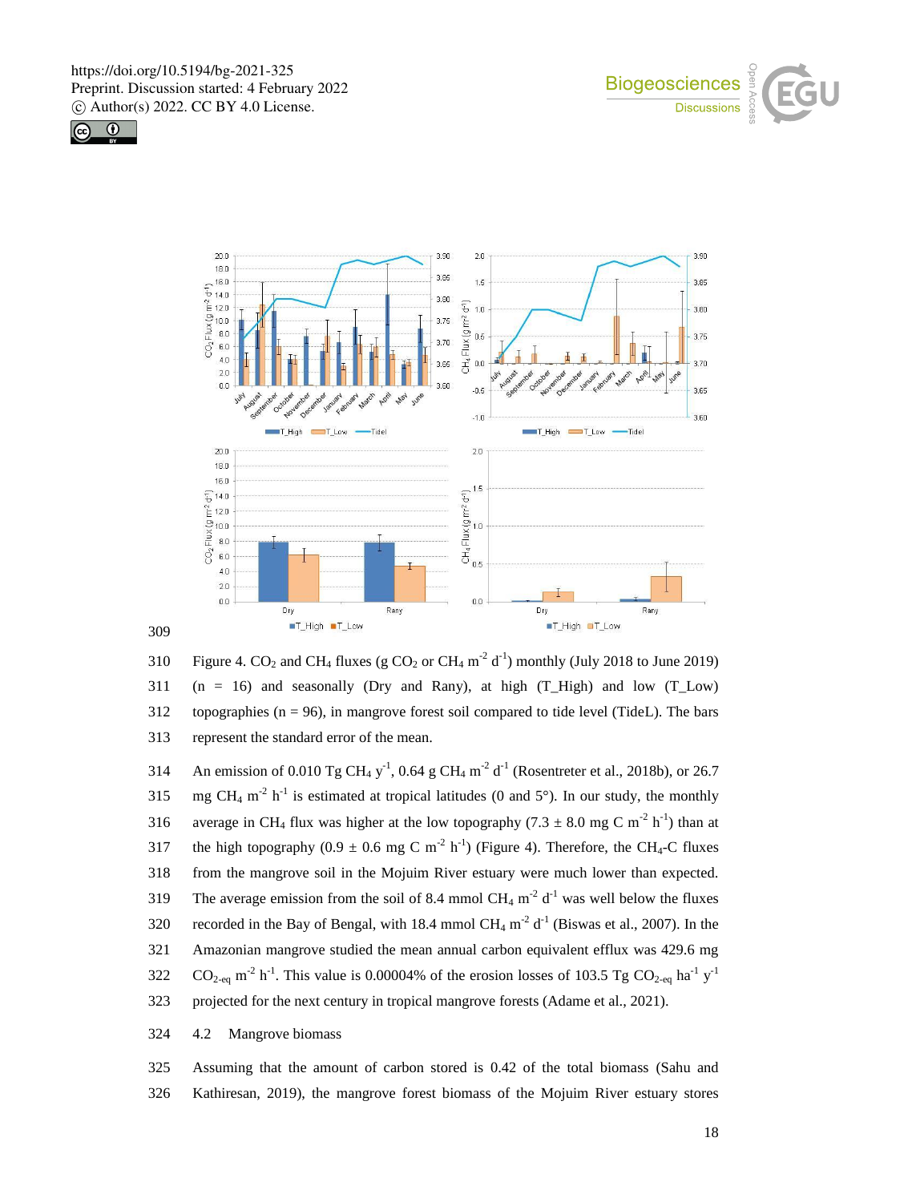Figure 4. $CO_2$ and $CH_4$ fluxes (g $CO_2$ or $CH_4$ $m^{-2}$ $d^{-1}$) monthly (July 2018 to June 2019) (n = 16) and seasonally (Dry and Rany), at high (T_High) and low (T_Low) topographies (n = 96), in mangrove forest soil compared to tide level (TideL). The bars represent the standard error of the mean.

An emission of 0.010 Tg $CH_4$ $y^{-1}$, 0.64 g $CH_4$ $m^{-2}$ $d^{-1}$ (Rosentreter et al., 2018b), or 26.7 mg $CH_4$ $m^{-2}$ $h^{-1}$ is estimated at tropical latitudes (0 and 5°). In our study, the monthly average in $CH_4$ flux was higher at the low topography (7.3 ± 8.0 mg C $m^{-2}$ $h^{-1}$) than at the high topography (0.9 ± 0.6 mg C $m^{-2}$ $h^{-1}$) (Figure 4). Therefore, the $CH_4$-C fluxes from the mangrove soil in the Mojuim River estuary were much lower than expected. The average emission from the soil of 8.4 mmol $CH_4$ $m^{-2}$ $d^{-1}$ was well below the fluxes recorded in the Bay of Bengal, with 18.4 mmol $CH_4$ $m^{-2}$ $d^{-1}$ (Biswas et al., 2007). In the Amazonian mangrove studied the mean annual carbon equivalent efflux was 429.6 mg $CO_{2\text{-eq}}$ $m^{-2}$ $h^{-1}$. This value is 0.00004% of the erosion losses of 103.5 Tg $CO_{2\text{-eq}}$ $ha^{-1}$ $y^{-1}$ projected for the next century in tropical mangrove forests (Adame et al., 2021).

## 4.2 Mangrove biomass

Assuming that the amount of carbon stored is 0.42 of the total biomass (Sahu and Kathiresan, 2019), the mangrove forest biomass of the Mojuim River estuary stores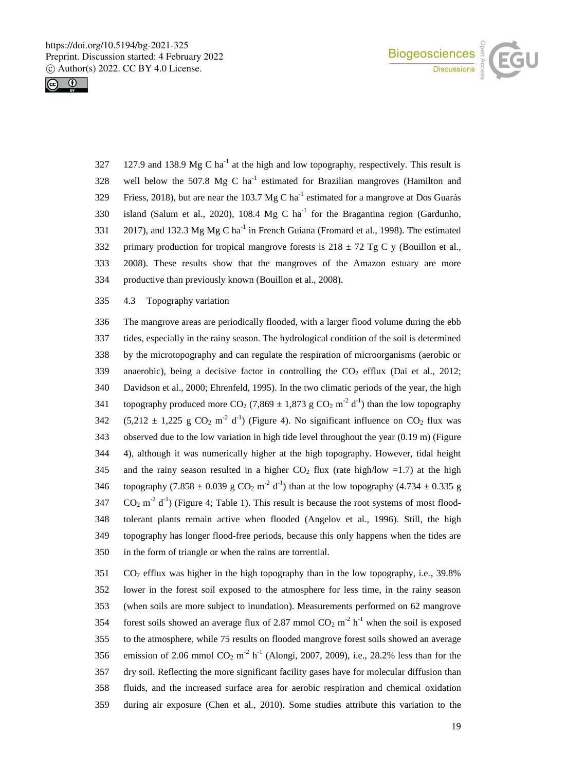127.9 and 138.9 Mg C $ha^{-1}$ at the high and low topography, respectively. This result is well below the 507.8 Mg C $ha^{-1}$ estimated for Brazilian mangroves (Hamilton and Friess, 2018), but are near the 103.7 Mg C $ha^{-1}$ estimated for a mangrove at Dos Guarás island (Salum et al., 2020), 108.4 Mg C $ha^{-1}$ for the Bragantina region (Gardunho, 2017), and 132.3 Mg Mg C $ha^{-1}$ in French Guiana (Fromard et al., 1998). The estimated primary production for tropical mangrove forests is 218 ± 72 Tg C y (Bouillon et al., 2008). These results show that the mangroves of the Amazon estuary are more productive than previously known (Bouillon et al., 2008).

### 4.3 Topography variation

The mangrove areas are periodically flooded, with a larger flood volume during the ebb tides, especially in the rainy season. The hydrological condition of the soil is determined by the microtopography and can regulate the respiration of microorganisms (aerobic or anaerobic), being a decisive factor in controlling the $CO_2$ efflux (Dai et al., 2012; Davidson et al., 2000; Ehrenfeld, 1995). In the two climatic periods of the year, the high topography produced more $CO_2$ (7,869 ± 1,873 g $CO_2$ $m^{-2}$ $d^{-1}$) than the low topography (5,212 ± 1,225 g $CO_2$ $m^{-2}$ $d^{-1}$) (Figure 4). No significant influence on $CO_2$ flux was observed due to the low variation in high tide level throughout the year (0.19 m) (Figure 4), although it was numerically higher at the high topography. However, tidal height and the rainy season resulted in a higher $CO_2$ flux (rate high/low =1.7) at the high topography (7.858 ± 0.039 g $CO_2$ $m^{-2}$ $d^{-1}$) than at the low topography (4.734 ± 0.335 g $CO_2$ $m^{-2}$ $d^{-1}$) (Figure 4; Table 1). This result is because the root systems of most flood-tolerant plants remain active when flooded (Angelov et al., 1996). Still, the high topography has longer flood-free periods, because this only happens when the tides are in the form of triangle or when the rains are torrential.

$CO_2$ efflux was higher in the high topography than in the low topography, i.e., 39.8% lower in the forest soil exposed to the atmosphere for less time, in the rainy season (when soils are more subject to inundation). Measurements performed on 62 mangrove forest soils showed an average flux of 2.87 mmol $CO_2$ $m^{-2}$ $h^{-1}$ when the soil is exposed to the atmosphere, while 75 results on flooded mangrove forest soils showed an average emission of 2.06 mmol $CO_2$ $m^{-2}$ $h^{-1}$ (Alongi, 2007, 2009), i.e., 28.2% less than for the dry soil. Reflecting the more significant facility gases have for molecular diffusion than fluids, and the increased surface area for aerobic respiration and chemical oxidation during air exposure (Chen et al., 2010). Some studies attribute this variation to the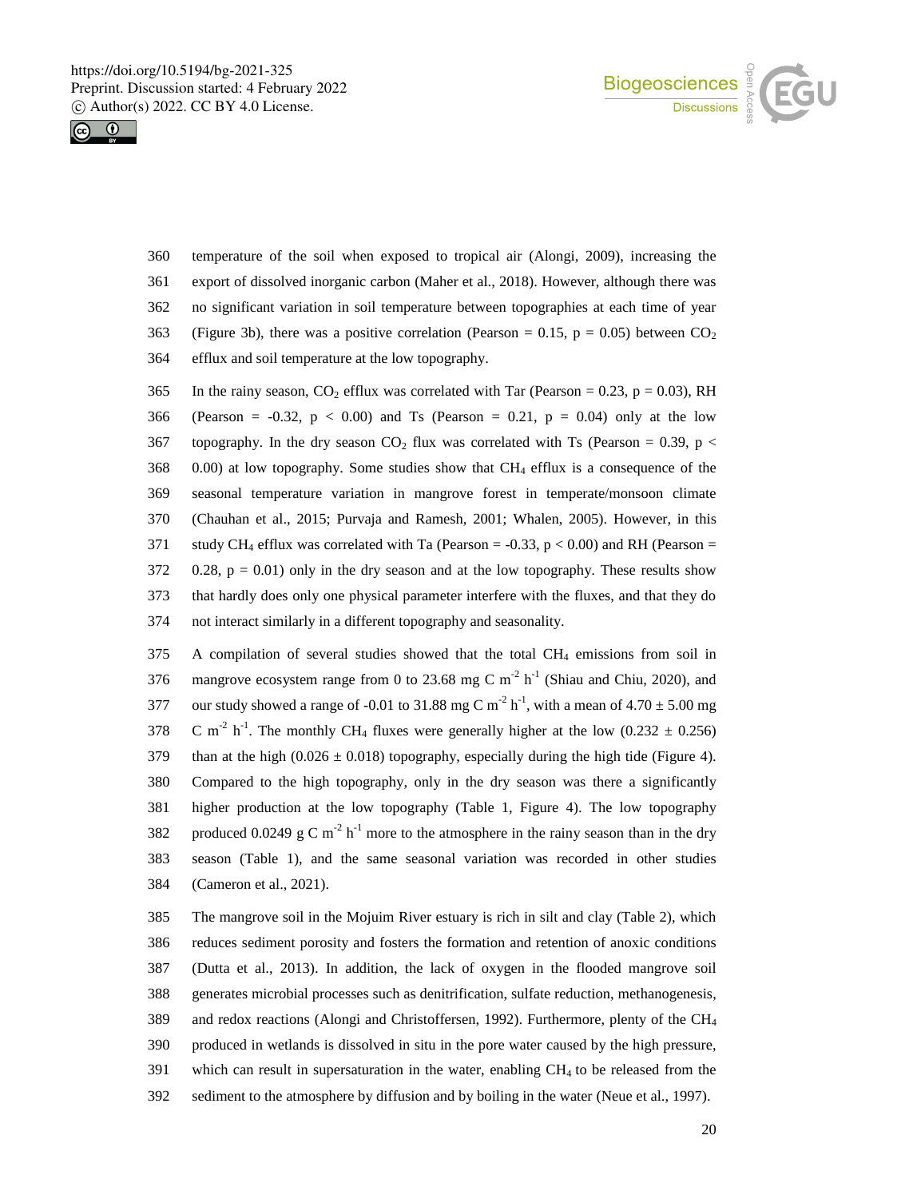temperature of the soil when exposed to tropical air (Alongi, 2009), increasing the export of dissolved inorganic carbon (Maher et al., 2018). However, although there was no significant variation in soil temperature between topographies at each time of year (Figure 3b), there was a positive correlation (Pearson = 0.15, $p = 0.05$) between $CO_2$ efflux and soil temperature at the low topography.

In the rainy season, $CO_2$ efflux was correlated with Tar (Pearson = 0.23, $p = 0.03$), RH (Pearson = -0.32, $p < 0.00$) and Ts (Pearson = 0.21, $p = 0.04$) only at the low topography. In the dry season $CO_2$ flux was correlated with Ts (Pearson = 0.39, $p < 0.00$) at low topography. Some studies show that $CH_4$ efflux is a consequence of the seasonal temperature variation in mangrove forest in temperate/monsoon climate (Chauhan et al., 2015; Purvaja and Ramesh, 2001; Whalen, 2005). However, in this study $CH_4$ efflux was correlated with Ta (Pearson = -0.33, $p < 0.00$) and RH (Pearson = 0.28, $p = 0.01$) only in the dry season and at the low topography. These results show that hardly does only one physical parameter interfere with the fluxes, and that they do not interact similarly in a different topography and seasonality.

A compilation of several studies showed that the total $CH_4$ emissions from soil in mangrove ecosystem range from 0 to 23.68 mg C $m^{-2}$ $h^{-1}$ (Shiau and Chiu, 2020), and our study showed a range of -0.01 to 31.88 mg C $m^{-2}$ $h^{-1}$, with a mean of $4.70 \pm 5.00$ mg C $m^{-2}$ $h^{-1}$. The monthly $CH_4$ fluxes were generally higher at the low ($0.232 \pm 0.256$) than at the high ($0.026 \pm 0.018$) topography, especially during the high tide (Figure 4). Compared to the high topography, only in the dry season was there a significantly higher production at the low topography (Table 1, Figure 4). The low topography produced 0.0249 g C $m^{-2}$ $h^{-1}$ more to the atmosphere in the rainy season than in the dry season (Table 1), and the same seasonal variation was recorded in other studies (Cameron et al., 2021).

The mangrove soil in the Mojuim River estuary is rich in silt and clay (Table 2), which reduces sediment porosity and fosters the formation and retention of anoxic conditions (Dutta et al., 2013). In addition, the lack of oxygen in the flooded mangrove soil generates microbial processes such as denitrification, sulfate reduction, methanogenesis, and redox reactions (Alongi and Christoffersen, 1992). Furthermore, plenty of the $CH_4$ produced in wetlands is dissolved in situ in the pore water caused by the high pressure, which can result in supersaturation in the water, enabling $CH_4$ to be released from the sediment to the atmosphere by diffusion and by boiling in the water (Neue et al., 1997).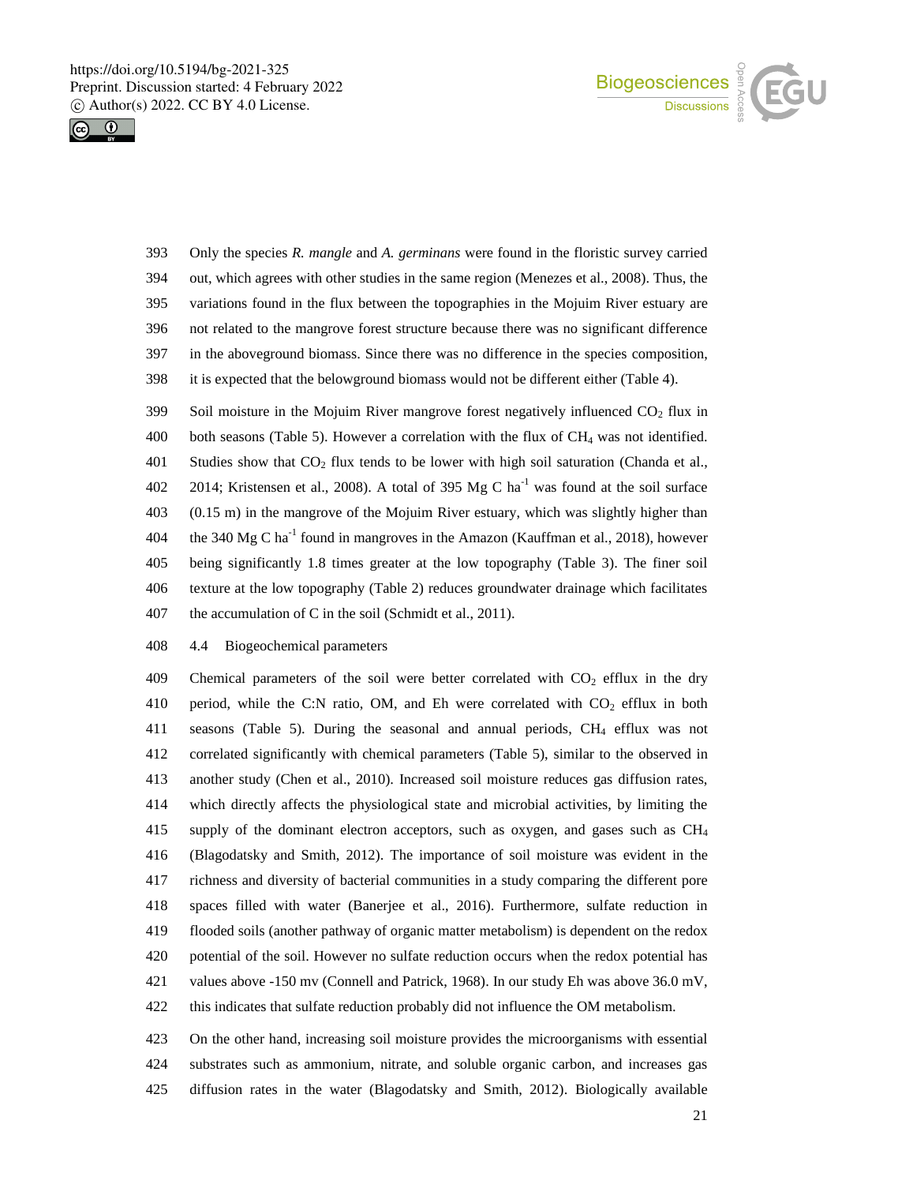Only the species *R. mangle* and *A. germinans* were found in the floristic survey carried out, which agrees with other studies in the same region (Menezes et al., 2008). Thus, the variations found in the flux between the topographies in the Mojuim River estuary are not related to the mangrove forest structure because there was no significant difference in the aboveground biomass. Since there was no difference in the species composition, it is expected that the belowground biomass would not be different either (Table 4).

Soil moisture in the Mojuim River mangrove forest negatively influenced $CO_2$ flux in both seasons (Table 5). However a correlation with the flux of $CH_4$ was not identified. Studies show that $CO_2$ flux tends to be lower with high soil saturation (Chanda et al., 2014; Kristensen et al., 2008). A total of 395 Mg C $ha^{-1}$ was found at the soil surface (0.15 m) in the mangrove of the Mojuim River estuary, which was slightly higher than the 340 Mg C $ha^{-1}$ found in mangroves in the Amazon (Kauffman et al., 2018), however being significantly 1.8 times greater at the low topography (Table 3). The finer soil texture at the low topography (Table 2) reduces groundwater drainage which facilitates the accumulation of C in the soil (Schmidt et al., 2011).

## 4.4 Biogeochemical parameters

Chemical parameters of the soil were better correlated with $CO_2$ efflux in the dry period, while the C:N ratio, OM, and Eh were correlated with $CO_2$ efflux in both seasons (Table 5). During the seasonal and annual periods, $CH_4$ efflux was not correlated significantly with chemical parameters (Table 5), similar to the observed in another study (Chen et al., 2010). Increased soil moisture reduces gas diffusion rates, which directly affects the physiological state and microbial activities, by limiting the supply of the dominant electron acceptors, such as oxygen, and gases such as $CH_4$ (Blagodatsky and Smith, 2012). The importance of soil moisture was evident in the richness and diversity of bacterial communities in a study comparing the different pore spaces filled with water (Banerjee et al., 2016). Furthermore, sulfate reduction in flooded soils (another pathway of organic matter metabolism) is dependent on the redox potential of the soil. However no sulfate reduction occurs when the redox potential has values above -150 mv (Connell and Patrick, 1968). In our study Eh was above 36.0 mV, this indicates that sulfate reduction probably did not influence the OM metabolism.

On the other hand, increasing soil moisture provides the microorganisms with essential substrates such as ammonium, nitrate, and soluble organic carbon, and increases gas diffusion rates in the water (Blagodatsky and Smith, 2012). Biologically available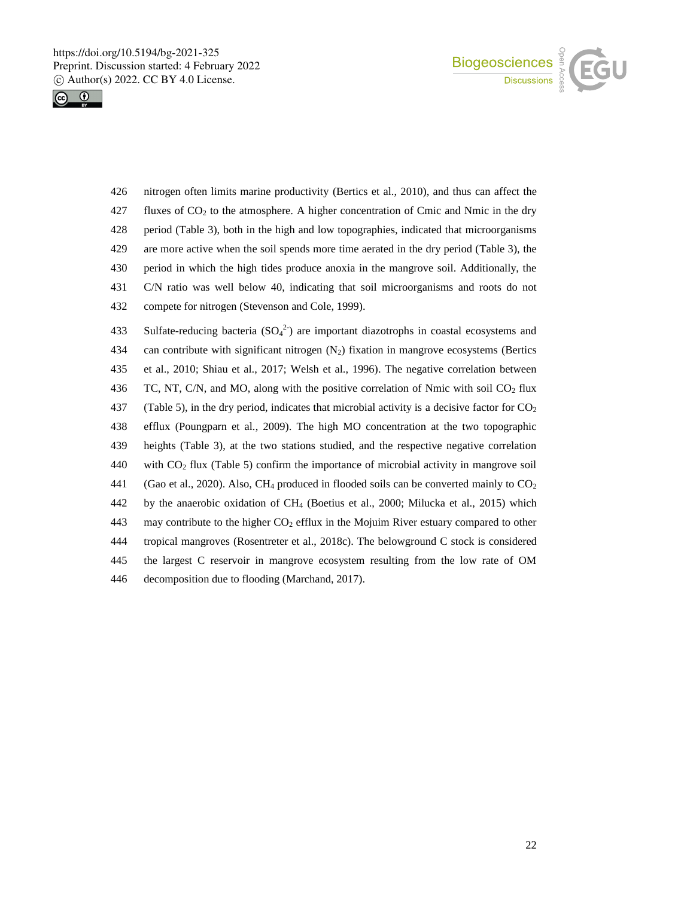nitrogen often limits marine productivity (Bertics et al., 2010), and thus can affect the fluxes of $CO_2$ to the atmosphere. A higher concentration of Cmic and Nmic in the dry period (Table 3), both in the high and low topographies, indicated that microorganisms are more active when the soil spends more time aerated in the dry period (Table 3), the period in which the high tides produce anoxia in the mangrove soil. Additionally, the C/N ratio was well below 40, indicating that soil microorganisms and roots do not compete for nitrogen (Stevenson and Cole, 1999).

Sulfate-reducing bacteria ($SO_4^{2-}$) are important diazotrophs in coastal ecosystems and can contribute with significant nitrogen ($N_2$) fixation in mangrove ecosystems (Bertics et al., 2010; Shiau et al., 2017; Welsh et al., 1996). The negative correlation between TC, NT, C/N, and MO, along with the positive correlation of Nmic with soil $CO_2$ flux (Table 5), in the dry period, indicates that microbial activity is a decisive factor for $CO_2$ efflux (Poungparn et al., 2009). The high MO concentration at the two topographic heights (Table 3), at the two stations studied, and the respective negative correlation with $CO_2$ flux (Table 5) confirm the importance of microbial activity in mangrove soil (Gao et al., 2020). Also, $CH_4$ produced in flooded soils can be converted mainly to $CO_2$ by the anaerobic oxidation of $CH_4$ (Boetius et al., 2000; Milucka et al., 2015) which may contribute to the higher $CO_2$ efflux in the Mojuim River estuary compared to other tropical mangroves (Rosentreter et al., 2018c). The belowground C stock is considered the largest C reservoir in mangrove ecosystem resulting from the low rate of OM decomposition due to flooding (Marchand, 2017).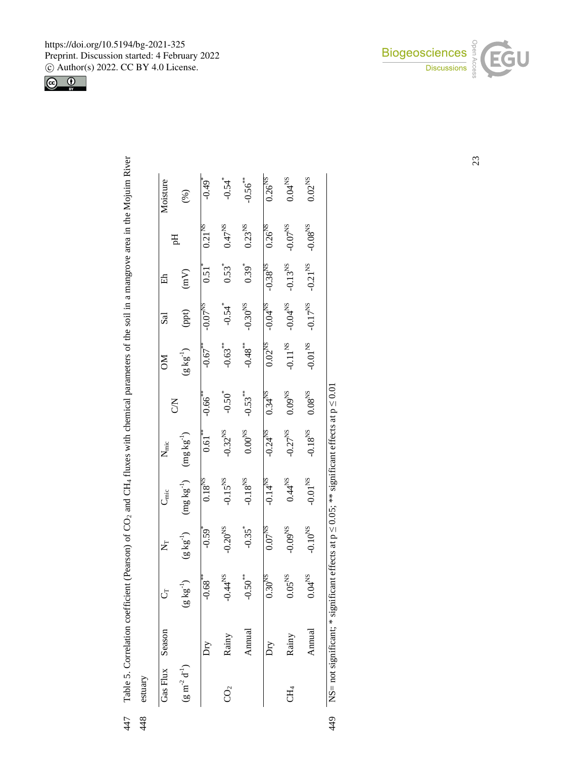Table 5. Correlation coefficient (Pearson) of $CO_2$ and $CH_4$ fluxes with chemical parameters of the soil in a mangrove area in the Mojuim River estuary

| Gas Flux ($g\ m^{-2}\ d^{-1}$) | Season | $C_T$ ($g\ kg^{-1}$) | $N_T$ ($g\ kg^{-1}$) | $C_{mic}$ ($mg\ kg^{-1}$) | $N_{mic}$ ($mg\ kg^{-1}$) | C/N | OM ($g\ kg^{-1}$) | Sal (ppt) | Eh (mV) | pH | Moisture (%) |
|---|---|---|---|---|---|---|---|---|---|---|---|
| $CO_2$ | Dry | $-0.68^{**}$ | $-0.59^{*}$ | $0.18^{NS}$ | $0.61^{**}$ | $-0.66^{**}$ | $-0.67^{**}$ | $-0.07^{NS}$ | $0.51^{*}$ | $0.21^{NS}$ | $-0.49^{*}$ |
| | Rainy | $-0.44^{NS}$ | $-0.20^{NS}$ | $-0.15^{NS}$ | $-0.32^{NS}$ | $-0.50^{*}$ | $-0.63^{**}$ | $-0.54^{*}$ | $0.53^{*}$ | $0.47^{NS}$ | $-0.54^{*}$ |
| | Annual | $-0.50^{**}$ | $-0.35^{*}$ | $-0.18^{NS}$ | $0.00^{NS}$ | $-0.53^{**}$ | $-0.48^{**}$ | $-0.30^{NS}$ | $0.39^{*}$ | $0.23^{NS}$ | $-0.56^{**}$ |
| $CH_4$ | Dry | $0.30^{NS}$ | $0.07^{NS}$ | $-0.14^{NS}$ | $-0.24^{NS}$ | $0.34^{NS}$ | $0.02^{NS}$ | $-0.04^{NS}$ | $-0.38^{NS}$ | $0.26^{NS}$ | $0.26^{NS}$ |
| | Rainy | $0.05^{NS}$ | $-0.09^{NS}$ | $0.44^{NS}$ | $-0.27^{NS}$ | $0.09^{NS}$ | $-0.11^{NS}$ | $-0.04^{NS}$ | $-0.13^{NS}$ | $-0.07^{NS}$ | $0.04^{NS}$ |
| | Annual | $0.04^{NS}$ | $-0.10^{NS}$ | $-0.01^{NS}$ | $-0.18^{NS}$ | $0.08^{NS}$ | $-0.01^{NS}$ | $-0.17^{NS}$ | $-0.21^{NS}$ | $-0.08^{NS}$ | $0.02^{NS}$ |

NS= not significant; * significant effects at $p \leq 0.05$; ** significant effects at $p \leq 0.01$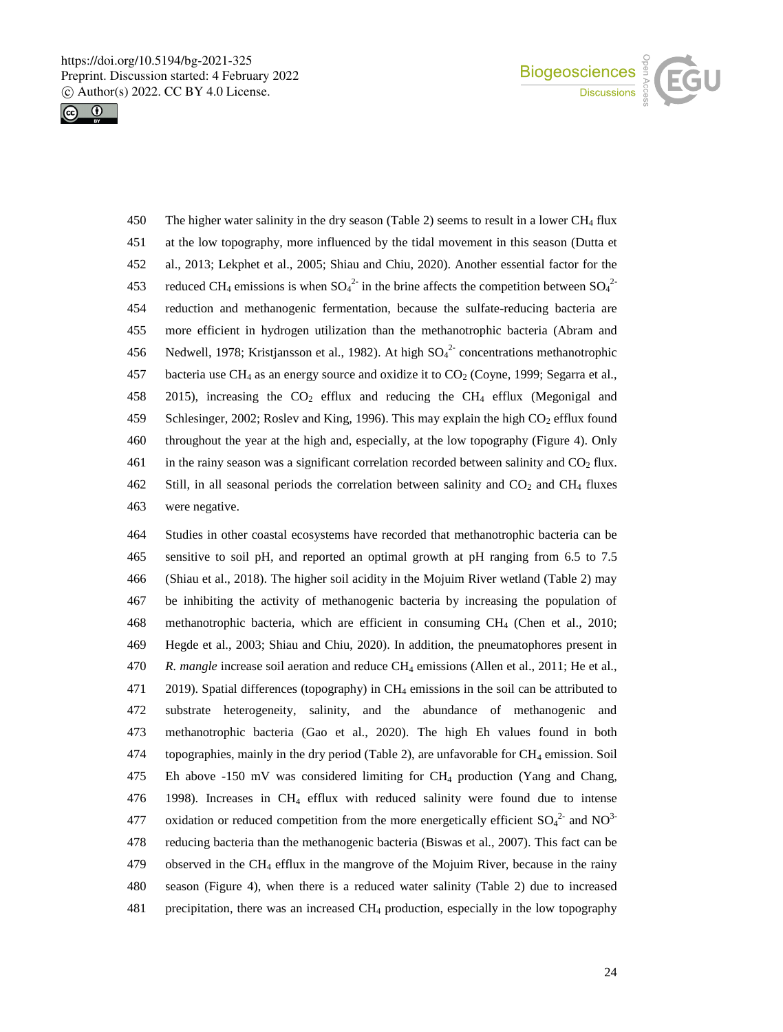The higher water salinity in the dry season (Table 2) seems to result in a lower $CH_4$ flux at the low topography, more influenced by the tidal movement in this season (Dutta et al., 2013; Lekphet et al., 2005; Shiau and Chiu, 2020). Another essential factor for the reduced $CH_4$ emissions is when $SO_4^{2-}$ in the brine affects the competition between $SO_4^{2-}$ reduction and methanogenic fermentation, because the sulfate-reducing bacteria are more efficient in hydrogen utilization than the methanotrophic bacteria (Abram and Nedwell, 1978; Kristjansson et al., 1982). At high $SO_4^{2-}$ concentrations methanotrophic bacteria use $CH_4$ as an energy source and oxidize it to $CO_2$ (Coyne, 1999; Segarra et al., 2015), increasing the $CO_2$ efflux and reducing the $CH_4$ efflux (Megonigal and Schlesinger, 2002; Roslev and King, 1996). This may explain the high $CO_2$ efflux found throughout the year at the high and, especially, at the low topography (Figure 4). Only in the rainy season was a significant correlation recorded between salinity and $CO_2$ flux. Still, in all seasonal periods the correlation between salinity and $CO_2$ and $CH_4$ fluxes were negative.

Studies in other coastal ecosystems have recorded that methanotrophic bacteria can be sensitive to soil pH, and reported an optimal growth at pH ranging from 6.5 to 7.5 (Shiau et al., 2018). The higher soil acidity in the Mojuim River wetland (Table 2) may be inhibiting the activity of methanogenic bacteria by increasing the population of methanotrophic bacteria, which are efficient in consuming $CH_4$ (Chen et al., 2010; Hegde et al., 2003; Shiau and Chiu, 2020). In addition, the pneumatophores present in *R. mangle* increase soil aeration and reduce $CH_4$ emissions (Allen et al., 2011; He et al., 2019). Spatial differences (topography) in $CH_4$ emissions in the soil can be attributed to substrate heterogeneity, salinity, and the abundance of methanogenic and methanotrophic bacteria (Gao et al., 2020). The high Eh values found in both topographies, mainly in the dry period (Table 2), are unfavorable for $CH_4$ emission. Soil Eh above -150 mV was considered limiting for $CH_4$ production (Yang and Chang, 1998). Increases in $CH_4$ efflux with reduced salinity were found due to intense oxidation or reduced competition from the more energetically efficient $SO_4^{2-}$ and $NO^{3-}$ reducing bacteria than the methanogenic bacteria (Biswas et al., 2007). This fact can be observed in the $CH_4$ efflux in the mangrove of the Mojuim River, because in the rainy season (Figure 4), when there is a reduced water salinity (Table 2) due to increased precipitation, there was an increased $CH_4$ production, especially in the low topography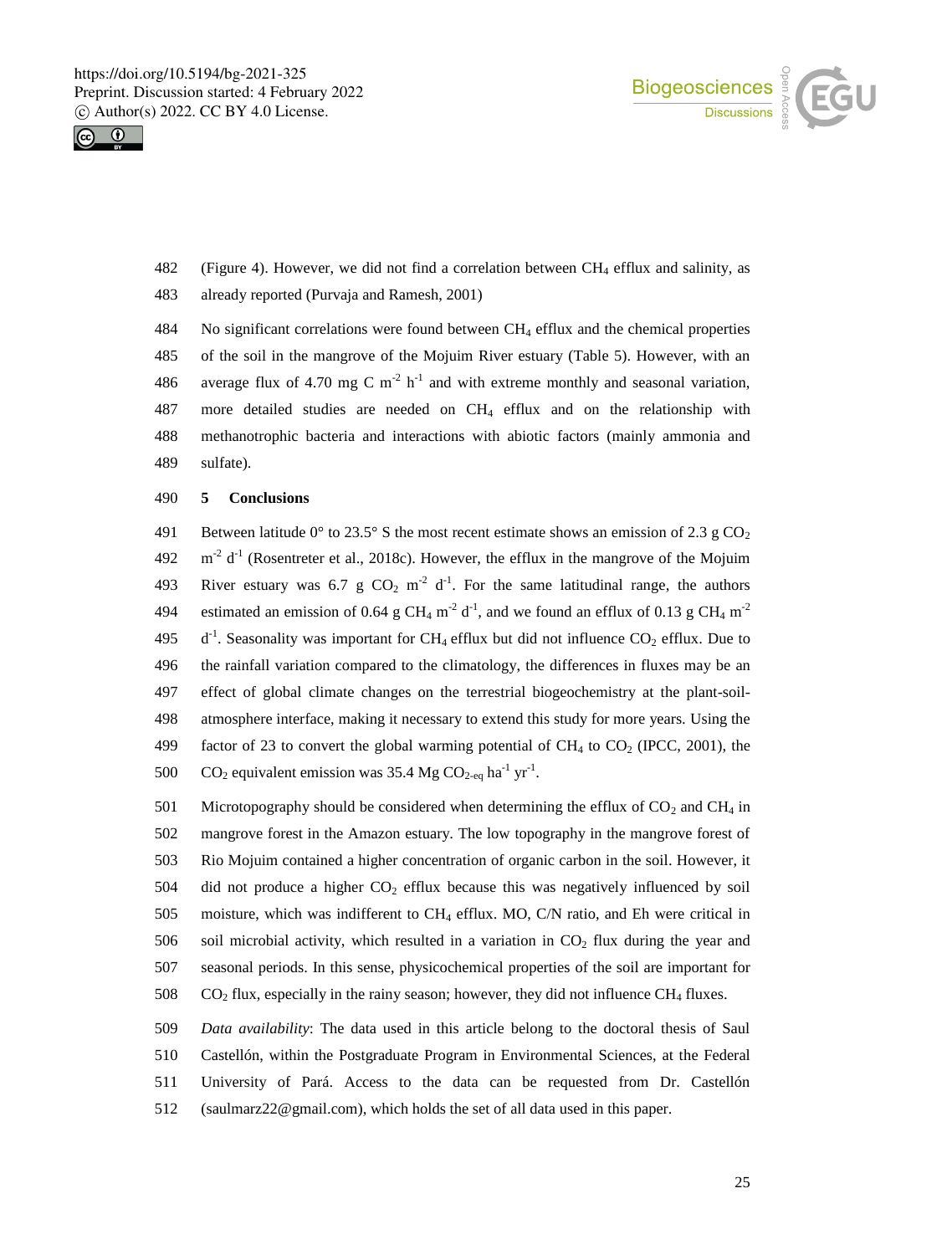(Figure 4). However, we did not find a correlation between $CH_4$ efflux and salinity, as already reported (Purvaja and Ramesh, 2001)

No significant correlations were found between $CH_4$ efflux and the chemical properties of the soil in the mangrove of the Mojuim River estuary (Table 5). However, with an average flux of 4.70 mg C $m^{-2}$ $h^{-1}$ and with extreme monthly and seasonal variation, more detailed studies are needed on $CH_4$ efflux and on the relationship with methanotrophic bacteria and interactions with abiotic factors (mainly ammonia and sulfate).

## 5 Conclusions

Between latitude 0° to 23.5° S the most recent estimate shows an emission of 2.3 g $CO_2$ $m^{-2}$ $d^{-1}$ (Rosentreter et al., 2018c). However, the efflux in the mangrove of the Mojuim River estuary was 6.7 g $CO_2$ $m^{-2}$ $d^{-1}$. For the same latitudinal range, the authors estimated an emission of 0.64 g $CH_4$ $m^{-2}$ $d^{-1}$, and we found an efflux of 0.13 g $CH_4$ $m^{-2}$ $d^{-1}$. Seasonality was important for $CH_4$ efflux but did not influence $CO_2$ efflux. Due to the rainfall variation compared to the climatology, the differences in fluxes may be an effect of global climate changes on the terrestrial biogeochemistry at the plant-soil-atmosphere interface, making it necessary to extend this study for more years. Using the factor of 23 to convert the global warming potential of $CH_4$ to $CO_2$ (IPCC, 2001), the $CO_2$ equivalent emission was 35.4 Mg $CO_{2\text{-eq}}$ $ha^{-1}$ $yr^{-1}$.

Microtopography should be considered when determining the efflux of $CO_2$ and $CH_4$ in mangrove forest in the Amazon estuary. The low topography in the mangrove forest of Rio Mojuim contained a higher concentration of organic carbon in the soil. However, it did not produce a higher $CO_2$ efflux because this was negatively influenced by soil moisture, which was indifferent to $CH_4$ efflux. MO, C/N ratio, and Eh were critical in soil microbial activity, which resulted in a variation in $CO_2$ flux during the year and seasonal periods. In this sense, physicochemical properties of the soil are important for $CO_2$ flux, especially in the rainy season; however, they did not influence $CH_4$ fluxes.

*Data availability*: The data used in this article belong to the doctoral thesis of Saul Castellón, within the Postgraduate Program in Environmental Sciences, at the Federal University of Pará. Access to the data can be requested from Dr. Castellón (saulmarz22@gmail.com), which holds the set of all data used in this paper.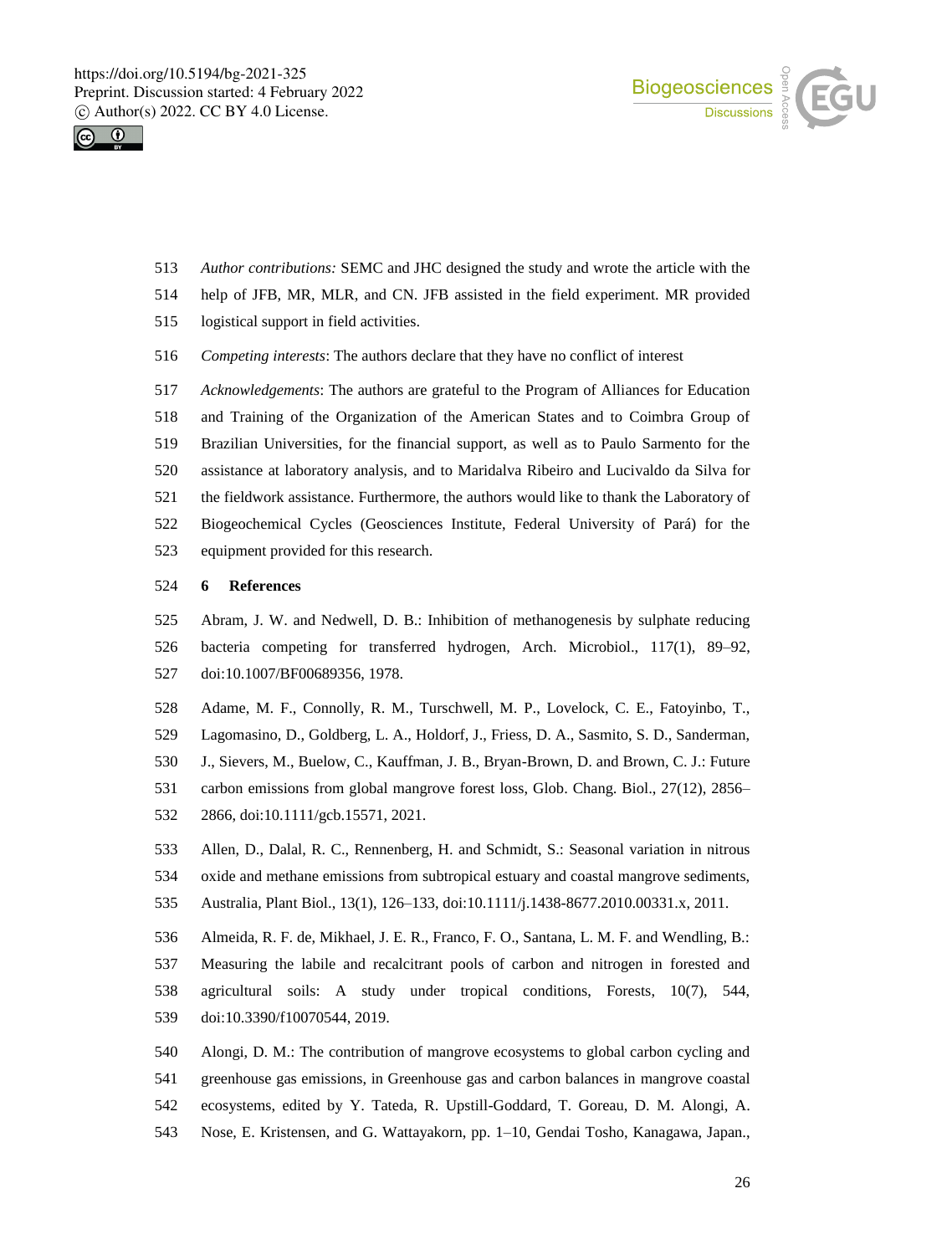*Author contributions:* SEMC and JHC designed the study and wrote the article with the help of JFB, MR, MLR, and CN. JFB assisted in the field experiment. MR provided logistical support in field activities.

*Competing interests*: The authors declare that they have no conflict of interest

*Acknowledgements*: The authors are grateful to the Program of Alliances for Education and Training of the Organization of the American States and to Coimbra Group of Brazilian Universities, for the financial support, as well as to Paulo Sarmento for the assistance at laboratory analysis, and to Maridalva Ribeiro and Lucivaldo da Silva for the fieldwork assistance. Furthermore, the authors would like to thank the Laboratory of Biogeochemical Cycles (Geosciences Institute, Federal University of Pará) for the equipment provided for this research.

## 6 References

Abram, J. W. and Nedwell, D. B.: Inhibition of methanogenesis by sulphate reducing bacteria competing for transferred hydrogen, Arch. Microbiol., 117(1), 89–92, doi:10.1007/BF00689356, 1978.

Adame, M. F., Connolly, R. M., Turschwell, M. P., Lovelock, C. E., Fatoyinbo, T., Lagomasino, D., Goldberg, L. A., Holdorf, J., Friess, D. A., Sasmito, S. D., Sanderman, J., Sievers, M., Buelow, C., Kauffman, J. B., Bryan-Brown, D. and Brown, C. J.: Future carbon emissions from global mangrove forest loss, Glob. Chang. Biol., 27(12), 2856–2866, doi:10.1111/gcb.15571, 2021.

Allen, D., Dalal, R. C., Rennenberg, H. and Schmidt, S.: Seasonal variation in nitrous oxide and methane emissions from subtropical estuary and coastal mangrove sediments, Australia, Plant Biol., 13(1), 126–133, doi:10.1111/j.1438-8677.2010.00331.x, 2011.

Almeida, R. F. de, Mikhael, J. E. R., Franco, F. O., Santana, L. M. F. and Wendling, B.: Measuring the labile and recalcitrant pools of carbon and nitrogen in forested and agricultural soils: A study under tropical conditions, Forests, 10(7), 544, doi:10.3390/f10070544, 2019.

Alongi, D. M.: The contribution of mangrove ecosystems to global carbon cycling and greenhouse gas emissions, in Greenhouse gas and carbon balances in mangrove coastal ecosystems, edited by Y. Tateda, R. Upstill-Goddard, T. Goreau, D. M. Alongi, A. Nose, E. Kristensen, and G. Wattayakorn, pp. 1–10, Gendai Tosho, Kanagawa, Japan.,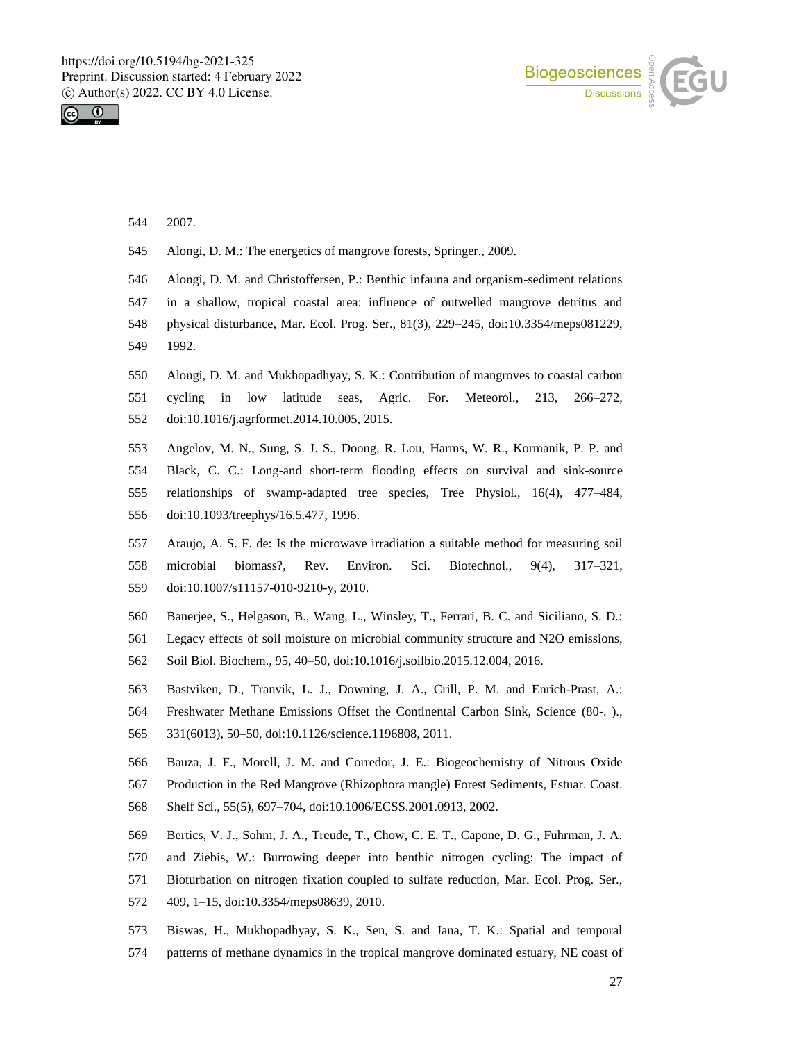2007.

Alongi, D. M.: The energetics of mangrove forests, Springer., 2009.

Alongi, D. M. and Christoffersen, P.: Benthic infauna and organism-sediment relations in a shallow, tropical coastal area: influence of outwelled mangrove detritus and physical disturbance, Mar. Ecol. Prog. Ser., 81(3), 229–245, doi:10.3354/meps081229, 1992.

Alongi, D. M. and Mukhopadhyay, S. K.: Contribution of mangroves to coastal carbon cycling in low latitude seas, Agric. For. Meteorol., 213, 266–272, doi:10.1016/j.agrformet.2014.10.005, 2015.

Angelov, M. N., Sung, S. J. S., Doong, R. Lou, Harms, W. R., Kormanik, P. P. and Black, C. C.: Long-and short-term flooding effects on survival and sink-source relationships of swamp-adapted tree species, Tree Physiol., 16(4), 477–484, doi:10.1093/treephys/16.5.477, 1996.

Araujo, A. S. F. de: Is the microwave irradiation a suitable method for measuring soil microbial biomass?, Rev. Environ. Sci. Biotechnol., 9(4), 317–321, doi:10.1007/s11157-010-9210-y, 2010.

Banerjee, S., Helgason, B., Wang, L., Winsley, T., Ferrari, B. C. and Siciliano, S. D.: Legacy effects of soil moisture on microbial community structure and N2O emissions, Soil Biol. Biochem., 95, 40–50, doi:10.1016/j.soilbio.2015.12.004, 2016.

Bastviken, D., Tranvik, L. J., Downing, J. A., Crill, P. M. and Enrich-Prast, A.: Freshwater Methane Emissions Offset the Continental Carbon Sink, Science (80-. )., 331(6013), 50–50, doi:10.1126/science.1196808, 2011.

Bauza, J. F., Morell, J. M. and Corredor, J. E.: Biogeochemistry of Nitrous Oxide Production in the Red Mangrove (Rhizophora mangle) Forest Sediments, Estuar. Coast. Shelf Sci., 55(5), 697–704, doi:10.1006/ECSS.2001.0913, 2002.

Bertics, V. J., Sohm, J. A., Treude, T., Chow, C. E. T., Capone, D. G., Fuhrman, J. A. and Ziebis, W.: Burrowing deeper into benthic nitrogen cycling: The impact of Bioturbation on nitrogen fixation coupled to sulfate reduction, Mar. Ecol. Prog. Ser., 409, 1–15, doi:10.3354/meps08639, 2010.

Biswas, H., Mukhopadhyay, S. K., Sen, S. and Jana, T. K.: Spatial and temporal patterns of methane dynamics in the tropical mangrove dominated estuary, NE coast of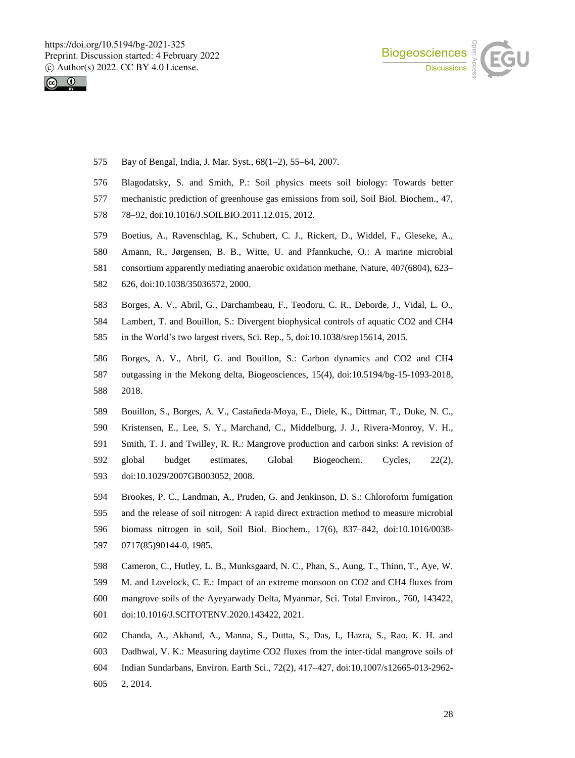Bay of Bengal, India, J. Mar. Syst., 68(1–2), 55–64, 2007.

Blagodatsky, S. and Smith, P.: Soil physics meets soil biology: Towards better mechanistic prediction of greenhouse gas emissions from soil, Soil Biol. Biochem., 47, 78–92, doi:10.1016/J.SOILBIO.2011.12.015, 2012.

Boetius, A., Ravenschlag, K., Schubert, C. J., Rickert, D., Widdel, F., Gleseke, A., Amann, R., Jørgensen, B. B., Witte, U. and Pfannkuche, O.: A marine microbial consortium apparently mediating anaerobic oxidation methane, Nature, 407(6804), 623–626, doi:10.1038/35036572, 2000.

Borges, A. V., Abril, G., Darchambeau, F., Teodoru, C. R., Deborde, J., Vidal, L. O., Lambert, T. and Bouillon, S.: Divergent biophysical controls of aquatic CO2 and CH4 in the World's two largest rivers, Sci. Rep., 5, doi:10.1038/srep15614, 2015.

Borges, A. V., Abril, G. and Bouillon, S.: Carbon dynamics and CO2 and CH4 outgassing in the Mekong delta, Biogeosciences, 15(4), doi:10.5194/bg-15-1093-2018, 2018.

Bouillon, S., Borges, A. V., Castañeda-Moya, E., Diele, K., Dittmar, T., Duke, N. C., Kristensen, E., Lee, S. Y., Marchand, C., Middelburg, J. J., Rivera-Monroy, V. H., Smith, T. J. and Twilley, R. R.: Mangrove production and carbon sinks: A revision of global budget estimates, Global Biogeochem. Cycles, 22(2), doi:10.1029/2007GB003052, 2008.

Brookes, P. C., Landman, A., Pruden, G. and Jenkinson, D. S.: Chloroform fumigation and the release of soil nitrogen: A rapid direct extraction method to measure microbial biomass nitrogen in soil, Soil Biol. Biochem., 17(6), 837–842, doi:10.1016/0038-0717(85)90144-0, 1985.

Cameron, C., Hutley, L. B., Munksgaard, N. C., Phan, S., Aung, T., Thinn, T., Aye, W. M. and Lovelock, C. E.: Impact of an extreme monsoon on CO2 and CH4 fluxes from mangrove soils of the Ayeyarwady Delta, Myanmar, Sci. Total Environ., 760, 143422, doi:10.1016/J.SCITOTENV.2020.143422, 2021.

Chanda, A., Akhand, A., Manna, S., Dutta, S., Das, I., Hazra, S., Rao, K. H. and Dadhwal, V. K.: Measuring daytime CO2 fluxes from the inter-tidal mangrove soils of Indian Sundarbans, Environ. Earth Sci., 72(2), 417–427, doi:10.1007/s12665-013-2962-2, 2014.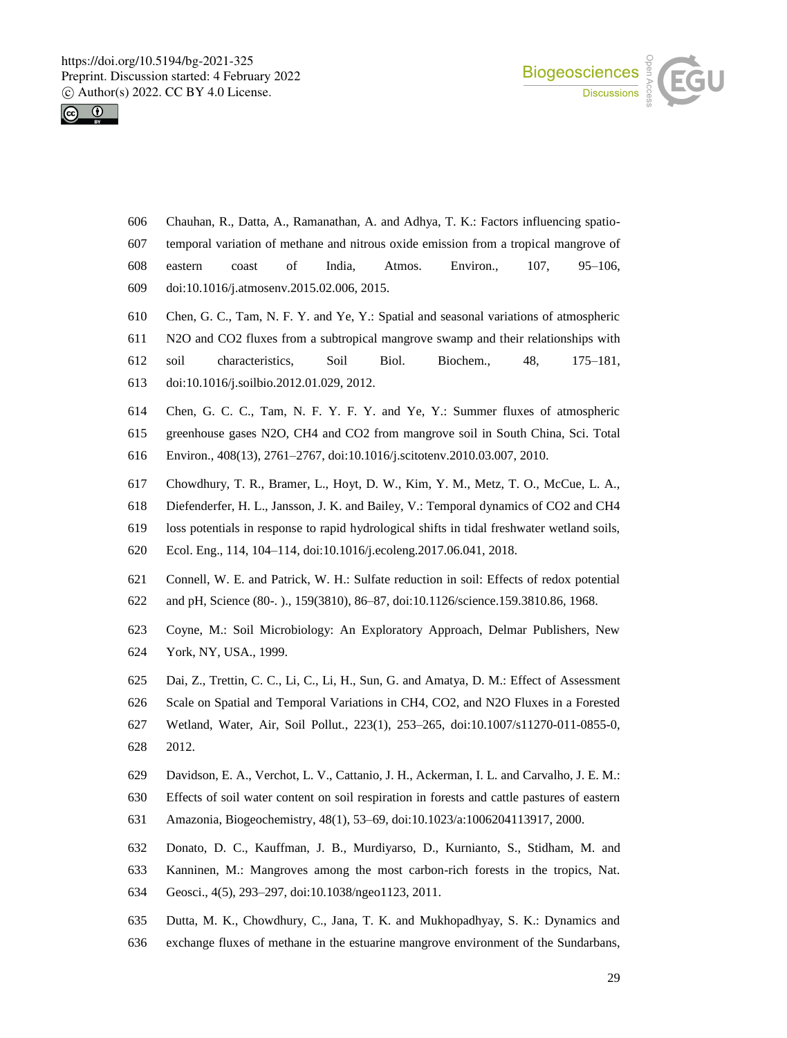606 Chauhan, R., Datta, A., Ramanathan, A. and Adhya, T. K.: Factors influencing spatio-
607 temporal variation of methane and nitrous oxide emission from a tropical mangrove of
608 eastern coast of India, Atmos. Environ., 107, 95–106,
609 doi:10.1016/j.atmosenv.2015.02.006, 2015.

610 Chen, G. C., Tam, N. F. Y. and Ye, Y.: Spatial and seasonal variations of atmospheric
611 N2O and CO2 fluxes from a subtropical mangrove swamp and their relationships with
612 soil characteristics, Soil Biol. Biochem., 48, 175–181,
613 doi:10.1016/j.soilbio.2012.01.029, 2012.

614 Chen, G. C. C., Tam, N. F. Y. F. Y. and Ye, Y.: Summer fluxes of atmospheric
615 greenhouse gases N2O, CH4 and CO2 from mangrove soil in South China, Sci. Total
616 Environ., 408(13), 2761–2767, doi:10.1016/j.scitotenv.2010.03.007, 2010.

617 Chowdhury, T. R., Bramer, L., Hoyt, D. W., Kim, Y. M., Metz, T. O., McCue, L. A.,
618 Diefenderfer, H. L., Jansson, J. K. and Bailey, V.: Temporal dynamics of CO2 and CH4
619 loss potentials in response to rapid hydrological shifts in tidal freshwater wetland soils,
620 Ecol. Eng., 114, 104–114, doi:10.1016/j.ecoleng.2017.06.041, 2018.

621 Connell, W. E. and Patrick, W. H.: Sulfate reduction in soil: Effects of redox potential
622 and pH, Science (80-. )., 159(3810), 86–87, doi:10.1126/science.159.3810.86, 1968.

623 Coyne, M.: Soil Microbiology: An Exploratory Approach, Delmar Publishers, New
624 York, NY, USA., 1999.

625 Dai, Z., Trettin, C. C., Li, C., Li, H., Sun, G. and Amatya, D. M.: Effect of Assessment
626 Scale on Spatial and Temporal Variations in CH4, CO2, and N2O Fluxes in a Forested
627 Wetland, Water, Air, Soil Pollut., 223(1), 253–265, doi:10.1007/s11270-011-0855-0,
628 2012.

629 Davidson, E. A., Verchot, L. V., Cattanio, J. H., Ackerman, I. L. and Carvalho, J. E. M.:
630 Effects of soil water content on soil respiration in forests and cattle pastures of eastern
631 Amazonia, Biogeochemistry, 48(1), 53–69, doi:10.1023/a:1006204113917, 2000.

632 Donato, D. C., Kauffman, J. B., Murdiyarso, D., Kurnianto, S., Stidham, M. and
633 Kanninen, M.: Mangroves among the most carbon-rich forests in the tropics, Nat.
634 Geosci., 4(5), 293–297, doi:10.1038/ngeo1123, 2011.

635 Dutta, M. K., Chowdhury, C., Jana, T. K. and Mukhopadhyay, S. K.: Dynamics and
636 exchange fluxes of methane in the estuarine mangrove environment of the Sundarbans,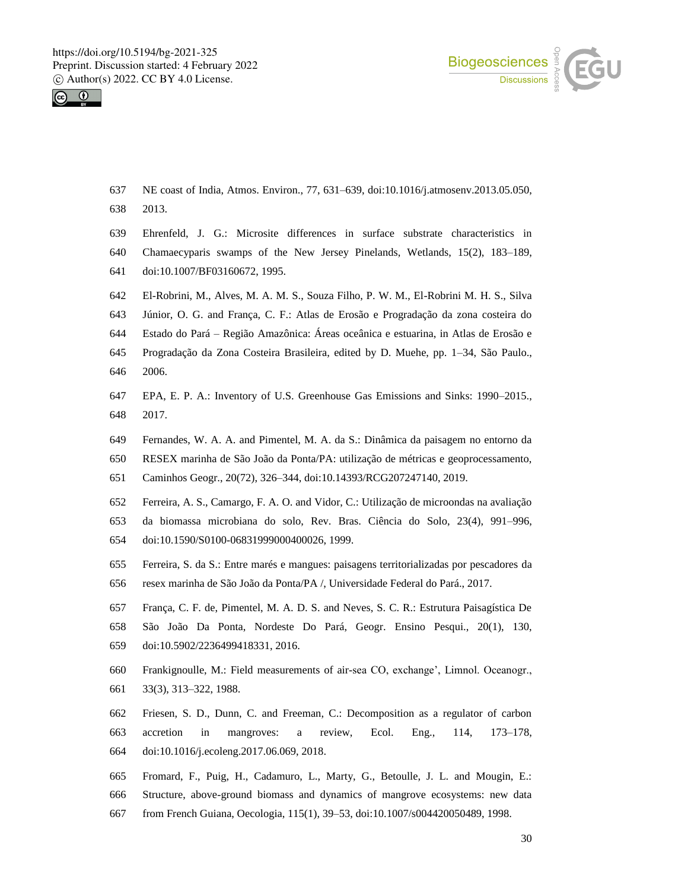NE coast of India, Atmos. Environ., 77, 631–639, doi:10.1016/j.atmosenv.2013.05.050, 2013.

Ehrenfeld, J. G.: Microsite differences in surface substrate characteristics in Chamaecyparis swamps of the New Jersey Pinelands, Wetlands, 15(2), 183–189, doi:10.1007/BF03160672, 1995.

El-Robrini, M., Alves, M. A. M. S., Souza Filho, P. W. M., El-Robrini M. H. S., Silva Júnior, O. G. and França, C. F.: Atlas de Erosão e Progradação da zona costeira do Estado do Pará – Região Amazônica: Áreas oceânica e estuarina, in Atlas de Erosão e Progradação da Zona Costeira Brasileira, edited by D. Muehe, pp. 1–34, São Paulo., 2006.

EPA, E. P. A.: Inventory of U.S. Greenhouse Gas Emissions and Sinks: 1990–2015., 2017.

Fernandes, W. A. A. and Pimentel, M. A. da S.: Dinâmica da paisagem no entorno da RESEX marinha de São João da Ponta/PA: utilização de métricas e geoprocessamento, Caminhos Geogr., 20(72), 326–344, doi:10.14393/RCG207247140, 2019.

Ferreira, A. S., Camargo, F. A. O. and Vidor, C.: Utilização de microondas na avaliação da biomassa microbiana do solo, Rev. Bras. Ciência do Solo, 23(4), 991–996, doi:10.1590/S0100-06831999000400026, 1999.

Ferreira, S. da S.: Entre marés e mangues: paisagens territorializadas por pescadores da resex marinha de São João da Ponta/PA /, Universidade Federal do Pará., 2017.

França, C. F. de, Pimentel, M. A. D. S. and Neves, S. C. R.: Estrutura Paisagística De São João Da Ponta, Nordeste Do Pará, Geogr. Ensino Pesqui., 20(1), 130, doi:10.5902/2236499418331, 2016.

Frankignoulle, M.: Field measurements of air-sea CO, exchange', Limnol. Oceanogr., 33(3), 313–322, 1988.

Friesen, S. D., Dunn, C. and Freeman, C.: Decomposition as a regulator of carbon accretion in mangroves: a review, Ecol. Eng., 114, 173–178, doi:10.1016/j.ecoleng.2017.06.069, 2018.

Fromard, F., Puig, H., Cadamuro, L., Marty, G., Betoulle, J. L. and Mougin, E.: Structure, above-ground biomass and dynamics of mangrove ecosystems: new data from French Guiana, Oecologia, 115(1), 39–53, doi:10.1007/s004420050489, 1998.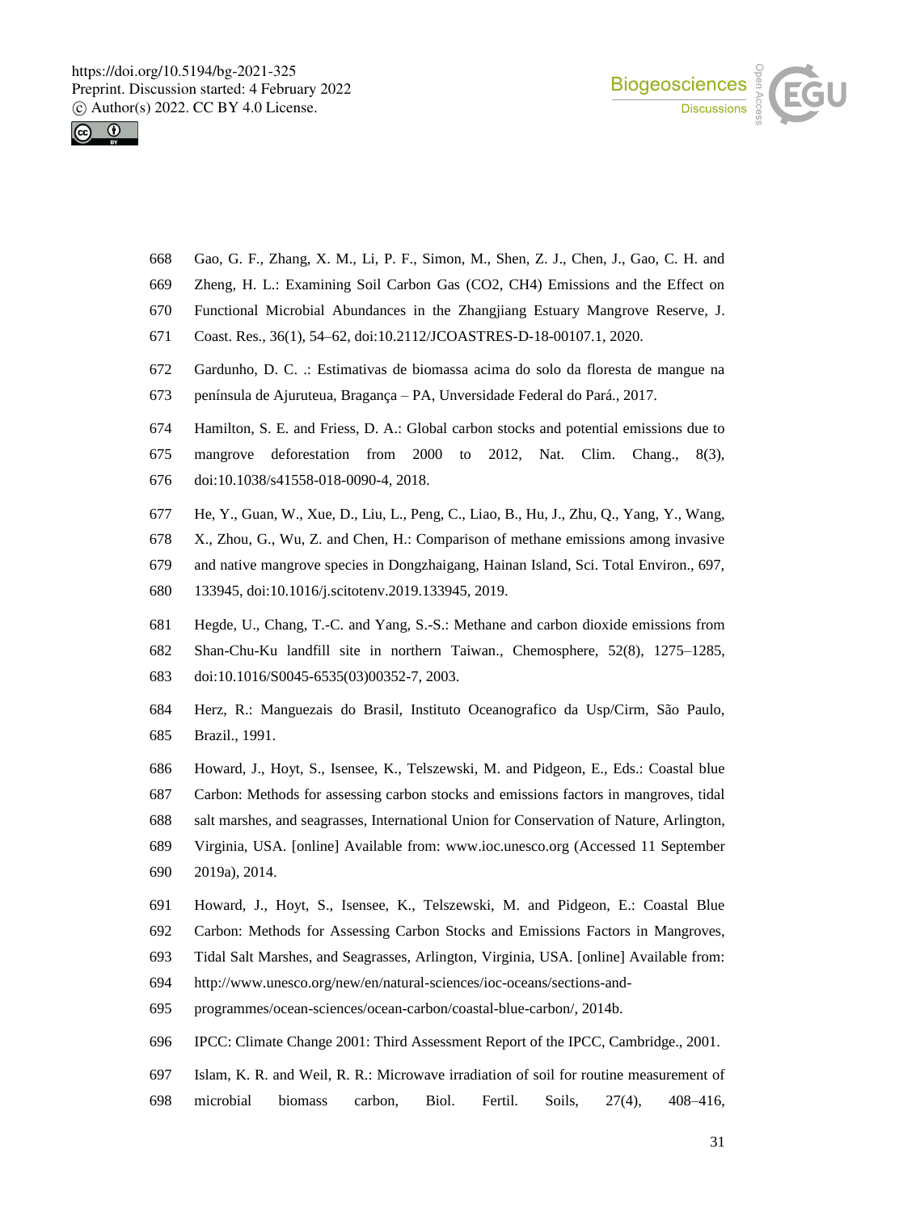668 Gao, G. F., Zhang, X. M., Li, P. F., Simon, M., Shen, Z. J., Chen, J., Gao, C. H. and
669 Zheng, H. L.: Examining Soil Carbon Gas (CO2, CH4) Emissions and the Effect on
670 Functional Microbial Abundances in the Zhangjiang Estuary Mangrove Reserve, J.
671 Coast. Res., 36(1), 54–62, doi:10.2112/JCOASTRES-D-18-00107.1, 2020.

672 Gardunho, D. C. .: Estimativas de biomassa acima do solo da floresta de mangue na
673 península de Ajuruteua, Bragança – PA, Unversidade Federal do Pará., 2017.

674 Hamilton, S. E. and Friess, D. A.: Global carbon stocks and potential emissions due to
675 mangrove deforestation from 2000 to 2012, Nat. Clim. Chang., 8(3),
676 doi:10.1038/s41558-018-0090-4, 2018.

677 He, Y., Guan, W., Xue, D., Liu, L., Peng, C., Liao, B., Hu, J., Zhu, Q., Yang, Y., Wang,
678 X., Zhou, G., Wu, Z. and Chen, H.: Comparison of methane emissions among invasive
679 and native mangrove species in Dongzhaigang, Hainan Island, Sci. Total Environ., 697,
680 133945, doi:10.1016/j.scitotenv.2019.133945, 2019.

681 Hegde, U., Chang, T.-C. and Yang, S.-S.: Methane and carbon dioxide emissions from
682 Shan-Chu-Ku landfill site in northern Taiwan., Chemosphere, 52(8), 1275–1285,
683 doi:10.1016/S0045-6535(03)00352-7, 2003.

684 Herz, R.: Manguezais do Brasil, Instituto Oceanografico da Usp/Cirm, São Paulo,
685 Brazil., 1991.

686 Howard, J., Hoyt, S., Isensee, K., Telszewski, M. and Pidgeon, E., Eds.: Coastal blue
687 Carbon: Methods for assessing carbon stocks and emissions factors in mangroves, tidal
688 salt marshes, and seagrasses, International Union for Conservation of Nature, Arlington,
689 Virginia, USA. [online] Available from: www.ioc.unesco.org (Accessed 11 September
690 2019a), 2014.

691 Howard, J., Hoyt, S., Isensee, K., Telszewski, M. and Pidgeon, E.: Coastal Blue
692 Carbon: Methods for Assessing Carbon Stocks and Emissions Factors in Mangroves,
693 Tidal Salt Marshes, and Seagrasses, Arlington, Virginia, USA. [online] Available from:
694 http://www.unesco.org/new/en/natural-sciences/ioc-oceans/sections-and-
695 programmes/ocean-sciences/ocean-carbon/coastal-blue-carbon/, 2014b.

696 IPCC: Climate Change 2001: Third Assessment Report of the IPCC, Cambridge., 2001.

697 Islam, K. R. and Weil, R. R.: Microwave irradiation of soil for routine measurement of
698 microbial biomass carbon, Biol. Fertil. Soils, 27(4), 408–416,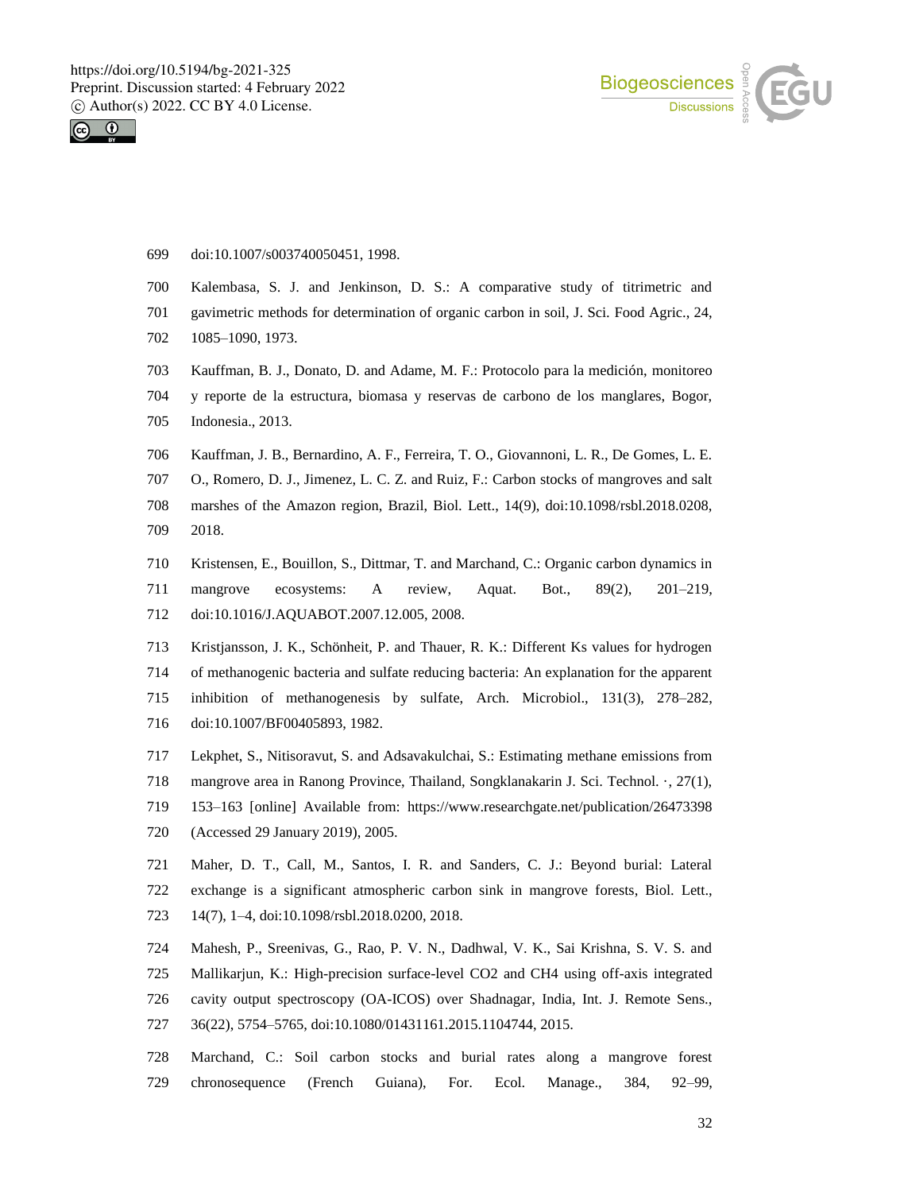doi:10.1007/s003740050451, 1998.

Kalembasa, S. J. and Jenkinson, D. S.: A comparative study of titrimetric and gavimetric methods for determination of organic carbon in soil, J. Sci. Food Agric., 24, 1085–1090, 1973.

Kauffman, B. J., Donato, D. and Adame, M. F.: Protocolo para la medición, monitoreo y reporte de la estructura, biomasa y reservas de carbono de los manglares, Bogor, Indonesia., 2013.

Kauffman, J. B., Bernardino, A. F., Ferreira, T. O., Giovannoni, L. R., De Gomes, L. E. O., Romero, D. J., Jimenez, L. C. Z. and Ruiz, F.: Carbon stocks of mangroves and salt marshes of the Amazon region, Brazil, Biol. Lett., 14(9), doi:10.1098/rsbl.2018.0208, 2018.

Kristensen, E., Bouillon, S., Dittmar, T. and Marchand, C.: Organic carbon dynamics in mangrove ecosystems: A review, Aquat. Bot., 89(2), 201–219, doi:10.1016/J.AQUABOT.2007.12.005, 2008.

Kristjansson, J. K., Schönheit, P. and Thauer, R. K.: Different Ks values for hydrogen of methanogenic bacteria and sulfate reducing bacteria: An explanation for the apparent inhibition of methanogenesis by sulfate, Arch. Microbiol., 131(3), 278–282, doi:10.1007/BF00405893, 1982.

Lekphet, S., Nitisoravut, S. and Adsavakulchai, S.: Estimating methane emissions from mangrove area in Ranong Province, Thailand, Songklanakarin J. Sci. Technol. ·, 27(1), 153–163 [online] Available from: https://www.researchgate.net/publication/26473398 (Accessed 29 January 2019), 2005.

Maher, D. T., Call, M., Santos, I. R. and Sanders, C. J.: Beyond burial: Lateral exchange is a significant atmospheric carbon sink in mangrove forests, Biol. Lett., 14(7), 1–4, doi:10.1098/rsbl.2018.0200, 2018.

Mahesh, P., Sreenivas, G., Rao, P. V. N., Dadhwal, V. K., Sai Krishna, S. V. S. and Mallikarjun, K.: High-precision surface-level CO2 and CH4 using off-axis integrated cavity output spectroscopy (OA-ICOS) over Shadnagar, India, Int. J. Remote Sens., 36(22), 5754–5765, doi:10.1080/01431161.2015.1104744, 2015.

Marchand, C.: Soil carbon stocks and burial rates along a mangrove forest chronosequence (French Guiana), For. Ecol. Manage., 384, 92–99,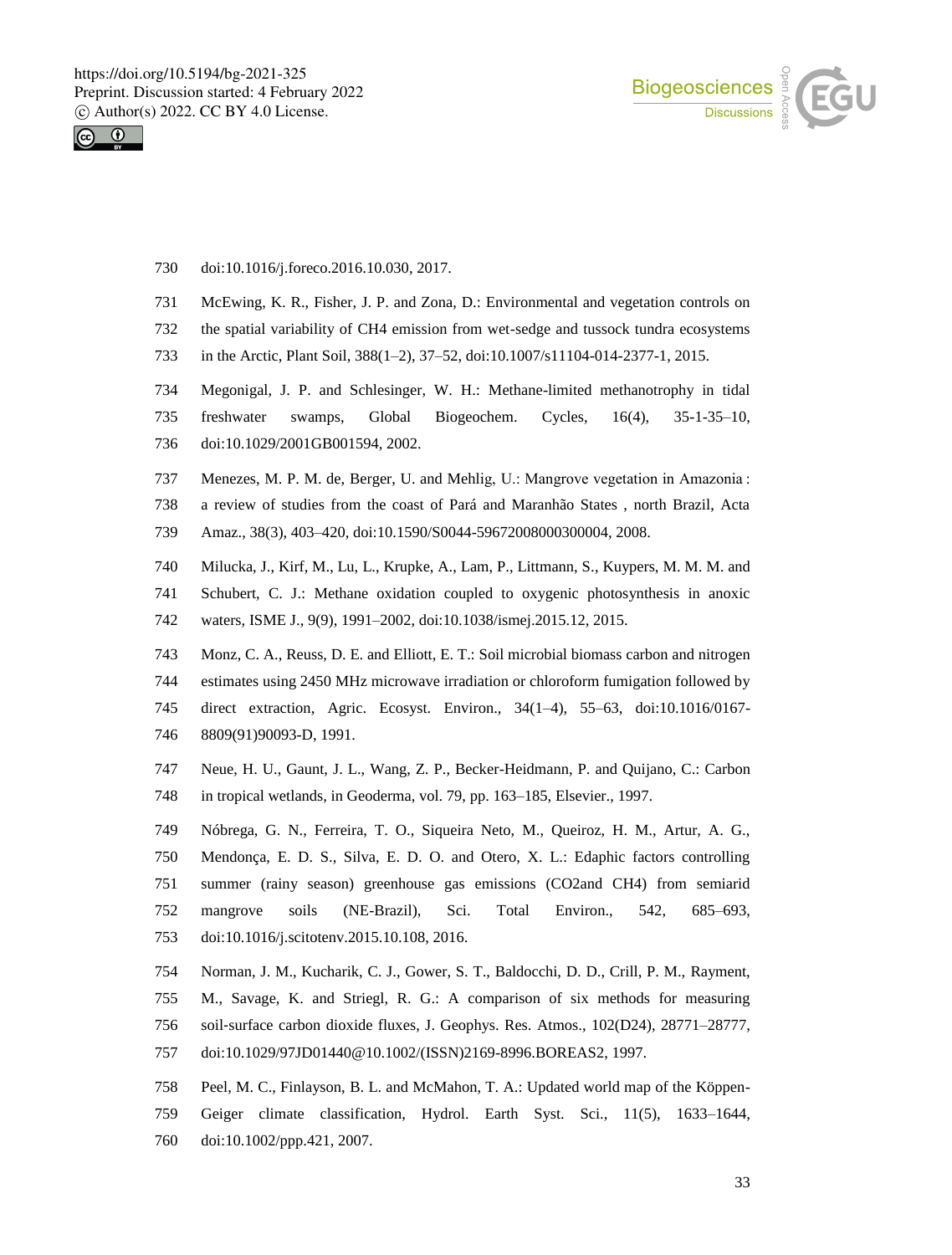730 doi:10.1016/j.foreco.2016.10.030, 2017.

731 McEwing, K. R., Fisher, J. P. and Zona, D.: Environmental and vegetation controls on
732 the spatial variability of CH4 emission from wet-sedge and tussock tundra ecosystems
733 in the Arctic, Plant Soil, 388(1–2), 37–52, doi:10.1007/s11104-014-2377-1, 2015.

734 Megonigal, J. P. and Schlesinger, W. H.: Methane-limited methanotrophy in tidal
735 freshwater swamps, Global Biogeochem. Cycles, 16(4), 35-1-35–10,
736 doi:10.1029/2001GB001594, 2002.

737 Menezes, M. P. M. de, Berger, U. and Mehlig, U.: Mangrove vegetation in Amazonia :
738 a review of studies from the coast of Pará and Maranhão States , north Brazil, Acta
739 Amaz., 38(3), 403–420, doi:10.1590/S0044-59672008000300004, 2008.

740 Milucka, J., Kirf, M., Lu, L., Krupke, A., Lam, P., Littmann, S., Kuypers, M. M. M. and
741 Schubert, C. J.: Methane oxidation coupled to oxygenic photosynthesis in anoxic
742 waters, ISME J., 9(9), 1991–2002, doi:10.1038/ismej.2015.12, 2015.

743 Monz, C. A., Reuss, D. E. and Elliott, E. T.: Soil microbial biomass carbon and nitrogen
744 estimates using 2450 MHz microwave irradiation or chloroform fumigation followed by
745 direct extraction, Agric. Ecosyst. Environ., 34(1–4), 55–63, doi:10.1016/0167-
746 8809(91)90093-D, 1991.

747 Neue, H. U., Gaunt, J. L., Wang, Z. P., Becker-Heidmann, P. and Quijano, C.: Carbon
748 in tropical wetlands, in Geoderma, vol. 79, pp. 163–185, Elsevier., 1997.

749 Nóbrega, G. N., Ferreira, T. O., Siqueira Neto, M., Queiroz, H. M., Artur, A. G.,
750 Mendonça, E. D. S., Silva, E. D. O. and Otero, X. L.: Edaphic factors controlling
751 summer (rainy season) greenhouse gas emissions (CO2and CH4) from semiarid
752 mangrove soils (NE-Brazil), Sci. Total Environ., 542, 685–693,
753 doi:10.1016/j.scitotenv.2015.10.108, 2016.

754 Norman, J. M., Kucharik, C. J., Gower, S. T., Baldocchi, D. D., Crill, P. M., Rayment,
755 M., Savage, K. and Striegl, R. G.: A comparison of six methods for measuring
756 soil-surface carbon dioxide fluxes, J. Geophys. Res. Atmos., 102(D24), 28771–28777,
757 doi:10.1029/97JD01440@10.1002/(ISSN)2169-8996.BOREAS2, 1997.

758 Peel, M. C., Finlayson, B. L. and McMahon, T. A.: Updated world map of the Köppen-
759 Geiger climate classification, Hydrol. Earth Syst. Sci., 11(5), 1633–1644,
760 doi:10.1002/ppp.421, 2007.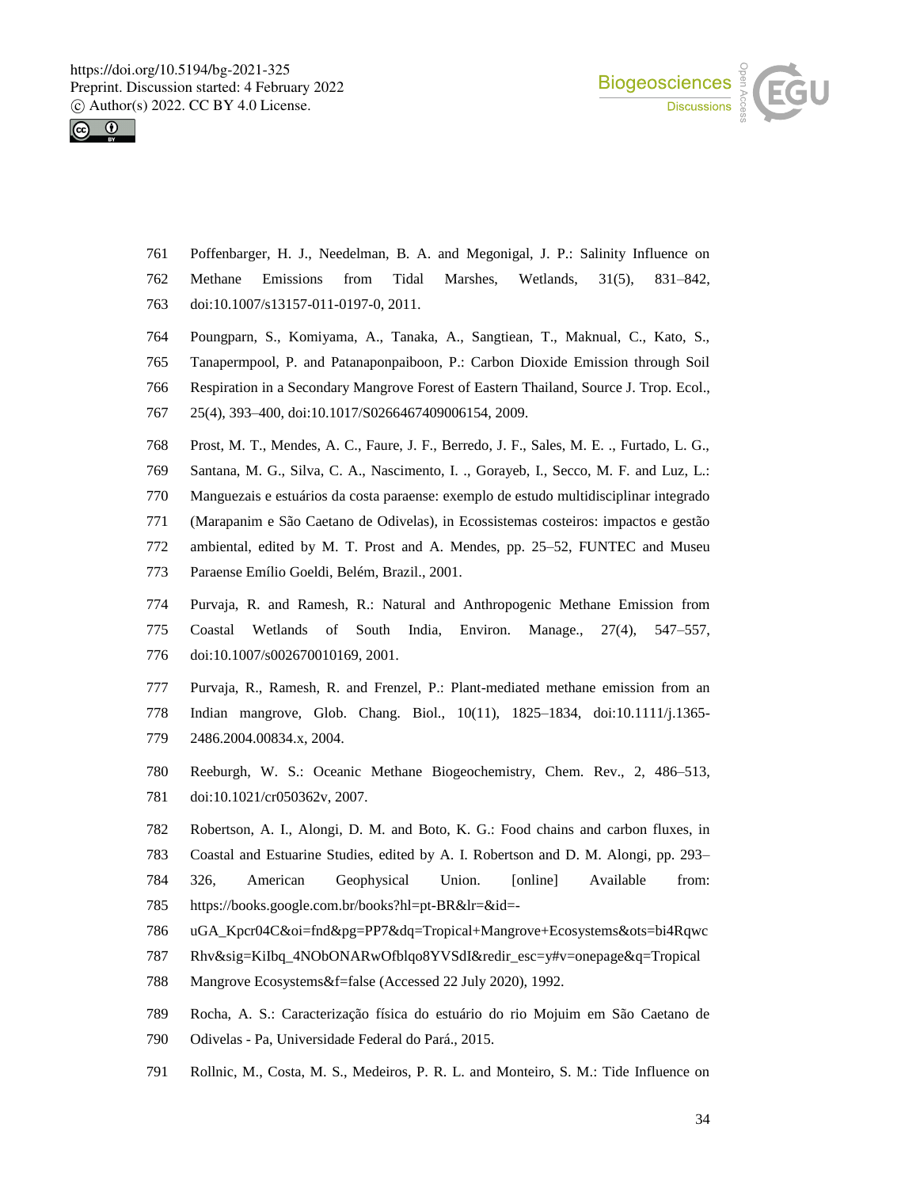Poffenbarger, H. J., Needelman, B. A. and Megonigal, J. P.: Salinity Influence on Methane Emissions from Tidal Marshes, Wetlands, 31(5), 831–842, doi:10.1007/s13157-011-0197-0, 2011.

Poungparn, S., Komiyama, A., Tanaka, A., Sangtiean, T., Maknual, C., Kato, S., Tanapermpool, P. and Patanaponpaiboon, P.: Carbon Dioxide Emission through Soil Respiration in a Secondary Mangrove Forest of Eastern Thailand, Source J. Trop. Ecol., 25(4), 393–400, doi:10.1017/S0266467409006154, 2009.

Prost, M. T., Mendes, A. C., Faure, J. F., Berredo, J. F., Sales, M. E. ., Furtado, L. G., Santana, M. G., Silva, C. A., Nascimento, I. ., Gorayeb, I., Secco, M. F. and Luz, L.: Manguezais e estuários da costa paraense: exemplo de estudo multidisciplinar integrado (Marapanim e São Caetano de Odivelas), in Ecossistemas costeiros: impactos e gestão ambiental, edited by M. T. Prost and A. Mendes, pp. 25–52, FUNTEC and Museu Paraense Emílio Goeldi, Belém, Brazil., 2001.

Purvaja, R. and Ramesh, R.: Natural and Anthropogenic Methane Emission from Coastal Wetlands of South India, Environ. Manage., 27(4), 547–557, doi:10.1007/s002670010169, 2001.

Purvaja, R., Ramesh, R. and Frenzel, P.: Plant-mediated methane emission from an Indian mangrove, Glob. Chang. Biol., 10(11), 1825–1834, doi:10.1111/j.1365-2486.2004.00834.x, 2004.

Reeburgh, W. S.: Oceanic Methane Biogeochemistry, Chem. Rev., 2, 486–513, doi:10.1021/cr050362v, 2007.

Robertson, A. I., Alongi, D. M. and Boto, K. G.: Food chains and carbon fluxes, in Coastal and Estuarine Studies, edited by A. I. Robertson and D. M. Alongi, pp. 293–326, American Geophysical Union. [online] Available from: https://books.google.com.br/books?hl=pt-BR&lr=&id=-uGA_Kpcr04C&oi=fnd&pg=PP7&dq=Tropical+Mangrove+Ecosystems&ots=bi4RqwcRhv&sig=KiIbq_4NObONARwOfblqo8YVSdI&redir_esc=y#v=onepage&q=Tropical Mangrove Ecosystems&f=false (Accessed 22 July 2020), 1992.

Rocha, A. S.: Caracterização física do estuário do rio Mojuim em São Caetano de Odivelas - Pa, Universidade Federal do Pará., 2015.

Rollnic, M., Costa, M. S., Medeiros, P. R. L. and Monteiro, S. M.: Tide Influence on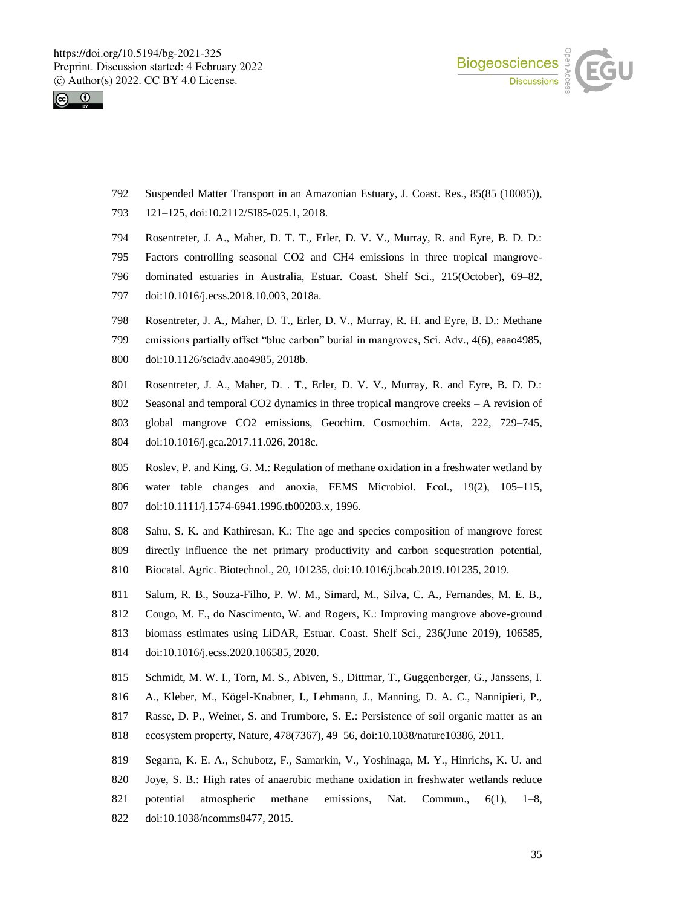Suspended Matter Transport in an Amazonian Estuary, J. Coast. Res., 85(85 (10085)), 121–125, doi:10.2112/SI85-025.1, 2018.

Rosentreter, J. A., Maher, D. T. T., Erler, D. V. V., Murray, R. and Eyre, B. D. D.: Factors controlling seasonal CO2 and CH4 emissions in three tropical mangrove-dominated estuaries in Australia, Estuar. Coast. Shelf Sci., 215(October), 69–82, doi:10.1016/j.ecss.2018.10.003, 2018a.

Rosentreter, J. A., Maher, D. T., Erler, D. V., Murray, R. H. and Eyre, B. D.: Methane emissions partially offset "blue carbon" burial in mangroves, Sci. Adv., 4(6), eaao4985, doi:10.1126/sciadv.aao4985, 2018b.

Rosentreter, J. A., Maher, D. . T., Erler, D. V. V., Murray, R. and Eyre, B. D. D.: Seasonal and temporal CO2 dynamics in three tropical mangrove creeks – A revision of global mangrove CO2 emissions, Geochim. Cosmochim. Acta, 222, 729–745, doi:10.1016/j.gca.2017.11.026, 2018c.

Roslev, P. and King, G. M.: Regulation of methane oxidation in a freshwater wetland by water table changes and anoxia, FEMS Microbiol. Ecol., 19(2), 105–115, doi:10.1111/j.1574-6941.1996.tb00203.x, 1996.

Sahu, S. K. and Kathiresan, K.: The age and species composition of mangrove forest directly influence the net primary productivity and carbon sequestration potential, Biocatal. Agric. Biotechnol., 20, 101235, doi:10.1016/j.bcab.2019.101235, 2019.

Salum, R. B., Souza-Filho, P. W. M., Simard, M., Silva, C. A., Fernandes, M. E. B., Cougo, M. F., do Nascimento, W. and Rogers, K.: Improving mangrove above-ground biomass estimates using LiDAR, Estuar. Coast. Shelf Sci., 236(June 2019), 106585, doi:10.1016/j.ecss.2020.106585, 2020.

Schmidt, M. W. I., Torn, M. S., Abiven, S., Dittmar, T., Guggenberger, G., Janssens, I. A., Kleber, M., Kögel-Knabner, I., Lehmann, J., Manning, D. A. C., Nannipieri, P., Rasse, D. P., Weiner, S. and Trumbore, S. E.: Persistence of soil organic matter as an ecosystem property, Nature, 478(7367), 49–56, doi:10.1038/nature10386, 2011.

Segarra, K. E. A., Schubotz, F., Samarkin, V., Yoshinaga, M. Y., Hinrichs, K. U. and Joye, S. B.: High rates of anaerobic methane oxidation in freshwater wetlands reduce potential atmospheric methane emissions, Nat. Commun., 6(1), 1–8, doi:10.1038/ncomms8477, 2015.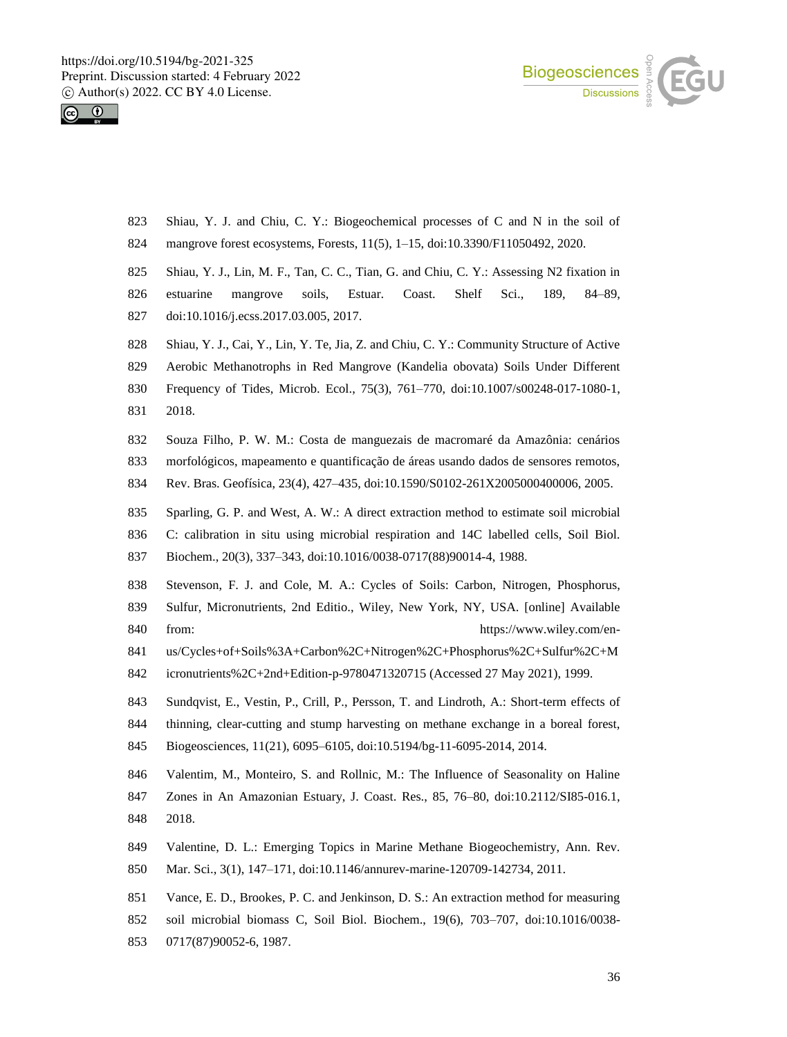Shiau, Y. J. and Chiu, C. Y.: Biogeochemical processes of C and N in the soil of mangrove forest ecosystems, Forests, 11(5), 1–15, doi:10.3390/F11050492, 2020.

Shiau, Y. J., Lin, M. F., Tan, C. C., Tian, G. and Chiu, C. Y.: Assessing N2 fixation in estuarine mangrove soils, Estuar. Coast. Shelf Sci., 189, 84–89, doi:10.1016/j.ecss.2017.03.005, 2017.

Shiau, Y. J., Cai, Y., Lin, Y. Te, Jia, Z. and Chiu, C. Y.: Community Structure of Active Aerobic Methanotrophs in Red Mangrove (Kandelia obovata) Soils Under Different Frequency of Tides, Microb. Ecol., 75(3), 761–770, doi:10.1007/s00248-017-1080-1, 2018.

Souza Filho, P. W. M.: Costa de manguezais de macromaré da Amazônia: cenários morfológicos, mapeamento e quantificação de áreas usando dados de sensores remotos, Rev. Bras. Geofísica, 23(4), 427–435, doi:10.1590/S0102-261X2005000400006, 2005.

Sparling, G. P. and West, A. W.: A direct extraction method to estimate soil microbial C: calibration in situ using microbial respiration and 14C labelled cells, Soil Biol. Biochem., 20(3), 337–343, doi:10.1016/0038-0717(88)90014-4, 1988.

Stevenson, F. J. and Cole, M. A.: Cycles of Soils: Carbon, Nitrogen, Phosphorus, Sulfur, Micronutrients, 2nd Editio., Wiley, New York, NY, USA. [online] Available from: https://www.wiley.com/en-us/Cycles+of+Soils%3A+Carbon%2C+Nitrogen%2C+Phosphorus%2C+Sulfur%2C+Micronutrients%2C+2nd+Edition-p-9780471320715 (Accessed 27 May 2021), 1999.

Sundqvist, E., Vestin, P., Crill, P., Persson, T. and Lindroth, A.: Short-term effects of thinning, clear-cutting and stump harvesting on methane exchange in a boreal forest, Biogeosciences, 11(21), 6095–6105, doi:10.5194/bg-11-6095-2014, 2014.

Valentim, M., Monteiro, S. and Rollnic, M.: The Influence of Seasonality on Haline Zones in An Amazonian Estuary, J. Coast. Res., 85, 76–80, doi:10.2112/SI85-016.1, 2018.

Valentine, D. L.: Emerging Topics in Marine Methane Biogeochemistry, Ann. Rev. Mar. Sci., 3(1), 147–171, doi:10.1146/annurev-marine-120709-142734, 2011.

Vance, E. D., Brookes, P. C. and Jenkinson, D. S.: An extraction method for measuring soil microbial biomass C, Soil Biol. Biochem., 19(6), 703–707, doi:10.1016/0038-0717(87)90052-6, 1987.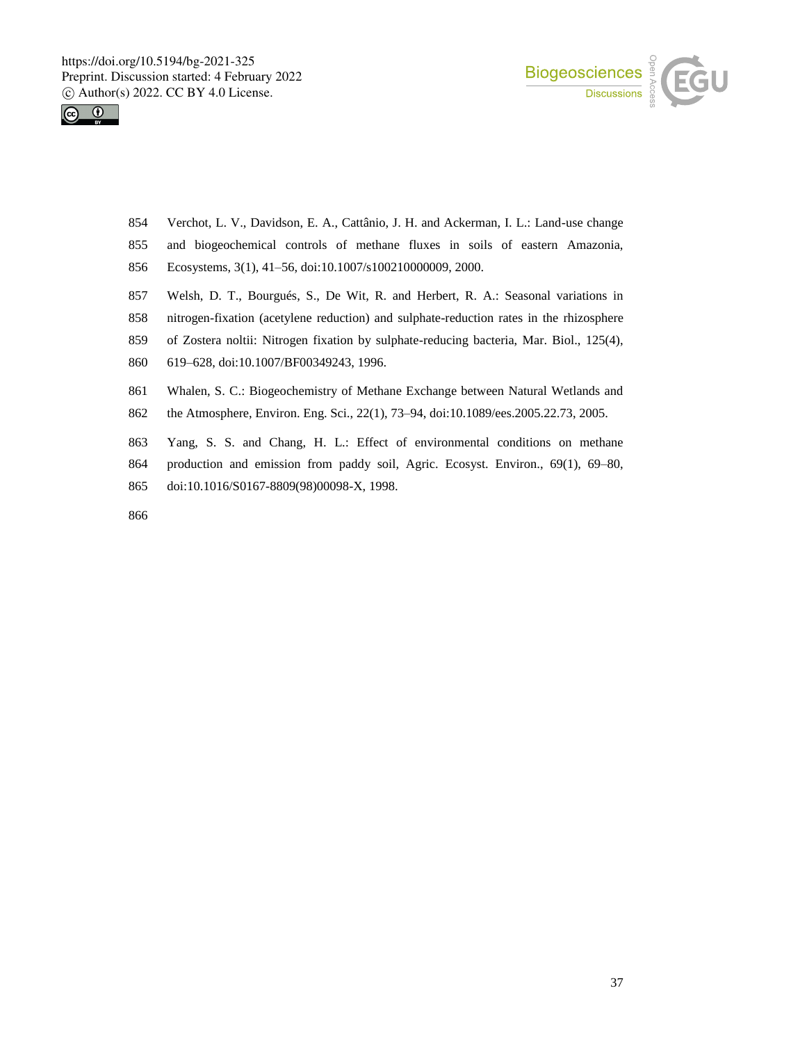Verchot, L. V., Davidson, E. A., Cattânio, J. H. and Ackerman, I. L.: Land-use change and biogeochemical controls of methane fluxes in soils of eastern Amazonia, Ecosystems, 3(1), 41–56, doi:10.1007/s100210000009, 2000.

Welsh, D. T., Bourgués, S., De Wit, R. and Herbert, R. A.: Seasonal variations in nitrogen-fixation (acetylene reduction) and sulphate-reduction rates in the rhizosphere of Zostera noltii: Nitrogen fixation by sulphate-reducing bacteria, Mar. Biol., 125(4), 619–628, doi:10.1007/BF00349243, 1996.

Whalen, S. C.: Biogeochemistry of Methane Exchange between Natural Wetlands and the Atmosphere, Environ. Eng. Sci., 22(1), 73–94, doi:10.1089/ees.2005.22.73, 2005.

Yang, S. S. and Chang, H. L.: Effect of environmental conditions on methane production and emission from paddy soil, Agric. Ecosyst. Environ., 69(1), 69–80, doi:10.1016/S0167-8809(98)00098-X, 1998.